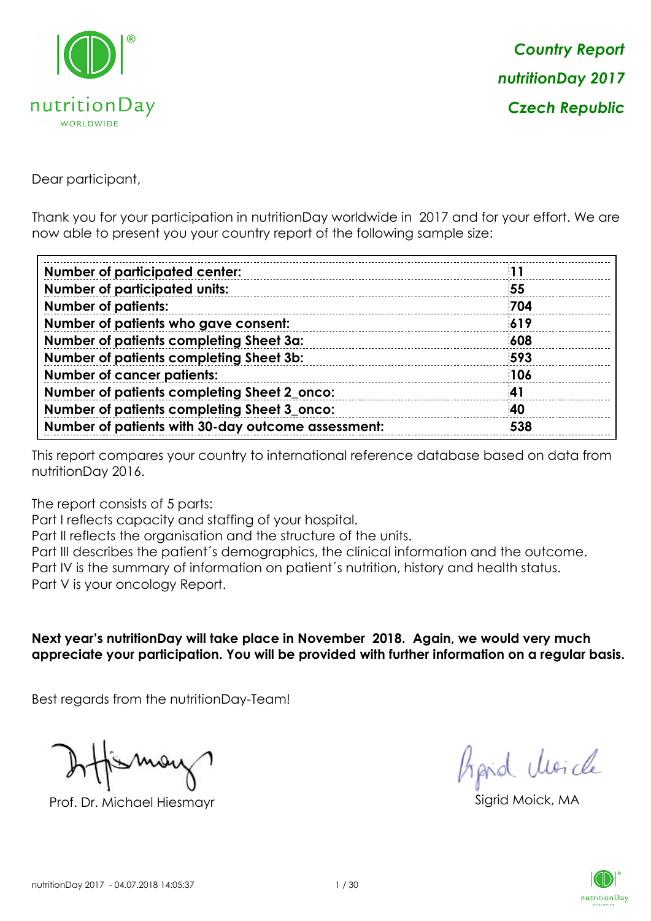*Country Report*
*nutritionDay 2017*
*Czech Republic*

Dear participant,

Thank you for your participation in nutritionDay worldwide in 2017 and for your effort. We are now able to present you your country report of the following sample size:

| | |
|---|---|
| **Number of participated center:** | **11** |
| **Number of participated units:** | **55** |
| **Number of patients:** | **704** |
| **Number of patients who gave consent:** | **619** |
| **Number of patients completing Sheet 3a:** | **608** |
| **Number of patients completing Sheet 3b:** | **593** |
| **Number of cancer patients:** | **106** |
| **Number of patients completing Sheet 2_onco:** | **41** |
| **Number of patients completing Sheet 3_onco:** | **40** |
| **Number of patients with 30-day outcome assessment:** | **538** |

This report compares your country to international reference database based on data from nutritionDay 2016.

The report consists of 5 parts:
Part I reflects capacity and staffing of your hospital.
Part II reflects the organisation and the structure of the units.
Part III describes the patient´s demographics, the clinical information and the outcome.
Part IV is the summary of information on patient´s nutrition, history and health status.
Part V is your oncology Report.

**Next year's nutritionDay will take place in November 2018. Again, we would very much appreciate your participation. You will be provided with further information on a regular basis.**

Best regards from the nutritionDay-Team!

Prof. Dr. Michael Hiesmayr

Sigrid Moick, MA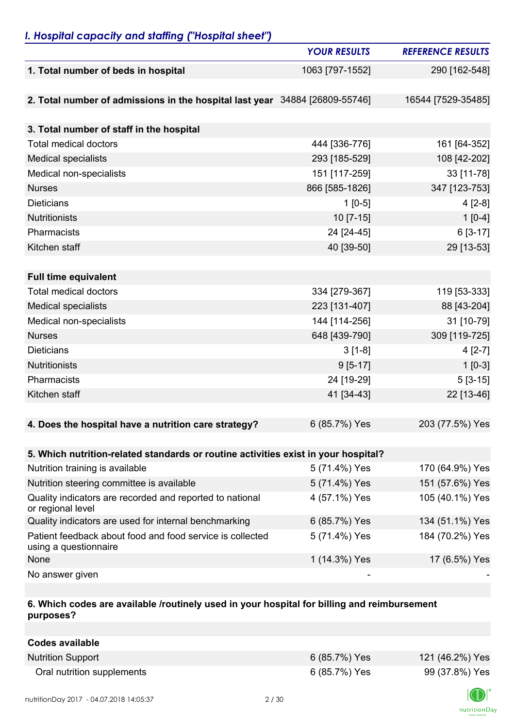## *I. Hospital capacity and staffing ("Hospital sheet")*

| | *YOUR RESULTS* | *REFERENCE RESULTS* |
|---|---|---|
| **1. Total number of beds in hospital** | 1063 [797-1552] | 290 [162-548] |
| **2. Total number of admissions in the hospital last year** | 34884 [26809-55746] | 16544 [7529-35485] |
| **3. Total number of staff in the hospital** | | |
| Total medical doctors | 444 [336-776] | 161 [64-352] |
| Medical specialists | 293 [185-529] | 108 [42-202] |
| Medical non-specialists | 151 [117-259] | 33 [11-78] |
| Nurses | 866 [585-1826] | 347 [123-753] |
| Dieticians | 1 [0-5] | 4 [2-8] |
| Nutritionists | 10 [7-15] | 1 [0-4] |
| Pharmacists | 24 [24-45] | 6 [3-17] |
| Kitchen staff | 40 [39-50] | 29 [13-53] |
| **Full time equivalent** | | |
| Total medical doctors | 334 [279-367] | 119 [53-333] |
| Medical specialists | 223 [131-407] | 88 [43-204] |
| Medical non-specialists | 144 [114-256] | 31 [10-79] |
| Nurses | 648 [439-790] | 309 [119-725] |
| Dieticians | 3 [1-8] | 4 [2-7] |
| Nutritionists | 9 [5-17] | 1 [0-3] |
| Pharmacists | 24 [19-29] | 5 [3-15] |
| Kitchen staff | 41 [34-43] | 22 [13-46] |
| **4. Does the hospital have a nutrition care strategy?** | 6 (85.7%) Yes | 203 (77.5%) Yes |
| **5. Which nutrition-related standards or routine activities exist in your hospital?** | | |
| Nutrition training is available | 5 (71.4%) Yes | 170 (64.9%) Yes |
| Nutrition steering committee is available | 5 (71.4%) Yes | 151 (57.6%) Yes |
| Quality indicators are recorded and reported to national or regional level | 4 (57.1%) Yes | 105 (40.1%) Yes |
| Quality indicators are used for internal benchmarking | 6 (85.7%) Yes | 134 (51.1%) Yes |
| Patient feedback about food and food service is collected using a questionnaire | 5 (71.4%) Yes | 184 (70.2%) Yes |
| None | 1 (14.3%) Yes | 17 (6.5%) Yes |
| No answer given | - | - |
| **6. Which codes are available /routinely used in your hospital for billing and reimbursement purposes?** | | |
| **Codes available** | | |
| Nutrition Support | 6 (85.7%) Yes | 121 (46.2%) Yes |
| Oral nutrition supplements | 6 (85.7%) Yes | 99 (37.8%) Yes |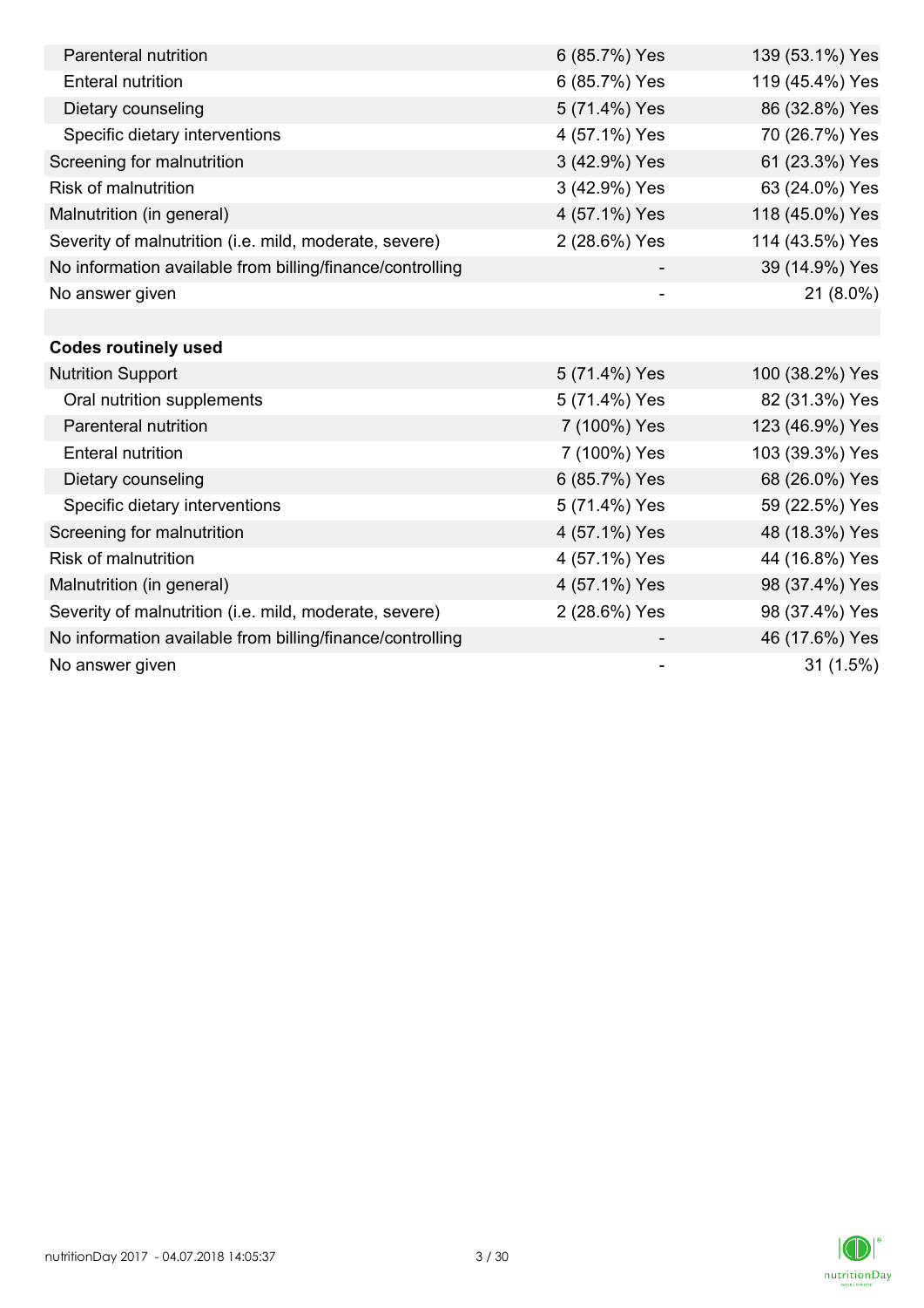| | | |
|---|---|---|
| Parenteral nutrition | 6 (85.7%) Yes | 139 (53.1%) Yes |
| Enteral nutrition | 6 (85.7%) Yes | 119 (45.4%) Yes |
| Dietary counseling | 5 (71.4%) Yes | 86 (32.8%) Yes |
| Specific dietary interventions | 4 (57.1%) Yes | 70 (26.7%) Yes |
| Screening for malnutrition | 3 (42.9%) Yes | 61 (23.3%) Yes |
| Risk of malnutrition | 3 (42.9%) Yes | 63 (24.0%) Yes |
| Malnutrition (in general) | 4 (57.1%) Yes | 118 (45.0%) Yes |
| Severity of malnutrition (i.e. mild, moderate, severe) | 2 (28.6%) Yes | 114 (43.5%) Yes |
| No information available from billing/finance/controlling | - | 39 (14.9%) Yes |
| No answer given | - | 21 (8.0%) |
| | | |
| **Codes routinely used** | | |
| Nutrition Support | 5 (71.4%) Yes | 100 (38.2%) Yes |
| Oral nutrition supplements | 5 (71.4%) Yes | 82 (31.3%) Yes |
| Parenteral nutrition | 7 (100%) Yes | 123 (46.9%) Yes |
| Enteral nutrition | 7 (100%) Yes | 103 (39.3%) Yes |
| Dietary counseling | 6 (85.7%) Yes | 68 (26.0%) Yes |
| Specific dietary interventions | 5 (71.4%) Yes | 59 (22.5%) Yes |
| Screening for malnutrition | 4 (57.1%) Yes | 48 (18.3%) Yes |
| Risk of malnutrition | 4 (57.1%) Yes | 44 (16.8%) Yes |
| Malnutrition (in general) | 4 (57.1%) Yes | 98 (37.4%) Yes |
| Severity of malnutrition (i.e. mild, moderate, severe) | 2 (28.6%) Yes | 98 (37.4%) Yes |
| No information available from billing/finance/controlling | - | 46 (17.6%) Yes |
| No answer given | - | 31 (1.5%) |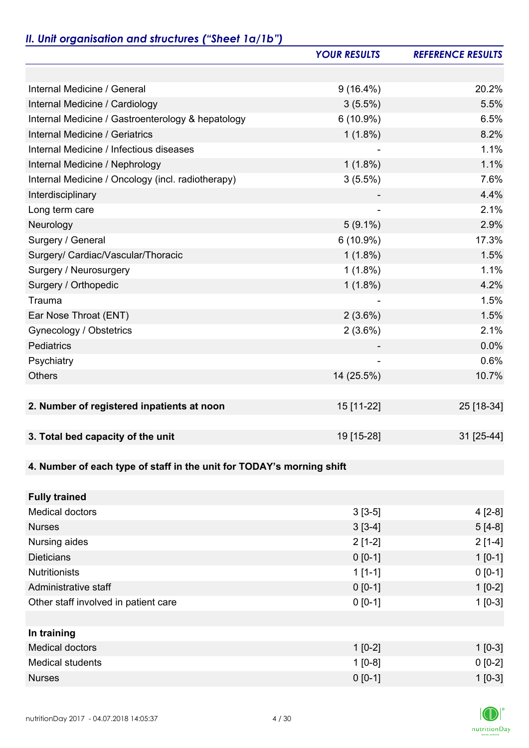## *II. Unit organisation and structures ("Sheet 1a/1b")*

| | *YOUR RESULTS* | *REFERENCE RESULTS* |
|---|---|---|
| | | |
| Internal Medicine / General | 9 (16.4%) | 20.2% |
| Internal Medicine / Cardiology | 3 (5.5%) | 5.5% |
| Internal Medicine / Gastroenterology & hepatology | 6 (10.9%) | 6.5% |
| Internal Medicine / Geriatrics | 1 (1.8%) | 8.2% |
| Internal Medicine / Infectious diseases | - | 1.1% |
| Internal Medicine / Nephrology | 1 (1.8%) | 1.1% |
| Internal Medicine / Oncology (incl. radiotherapy) | 3 (5.5%) | 7.6% |
| Interdisciplinary | - | 4.4% |
| Long term care | - | 2.1% |
| Neurology | 5 (9.1%) | 2.9% |
| Surgery / General | 6 (10.9%) | 17.3% |
| Surgery/ Cardiac/Vascular/Thoracic | 1 (1.8%) | 1.5% |
| Surgery / Neurosurgery | 1 (1.8%) | 1.1% |
| Surgery / Orthopedic | 1 (1.8%) | 4.2% |
| Trauma | - | 1.5% |
| Ear Nose Throat (ENT) | 2 (3.6%) | 1.5% |
| Gynecology / Obstetrics | 2 (3.6%) | 2.1% |
| Pediatrics | - | 0.0% |
| Psychiatry | - | 0.6% |
| Others | 14 (25.5%) | 10.7% |
| | | |
| **2. Number of registered inpatients at noon** | 15 [11-22] | 25 [18-34] |
| | | |
| **3. Total bed capacity of the unit** | 19 [15-28] | 31 [25-44] |
| | | |
| **4. Number of each type of staff in the unit for TODAY's morning shift** | | |
| | | |
| **Fully trained** | | |
| Medical doctors | 3 [3-5] | 4 [2-8] |
| Nurses | 3 [3-4] | 5 [4-8] |
| Nursing aides | 2 [1-2] | 2 [1-4] |
| Dieticians | 0 [0-1] | 1 [0-1] |
| Nutritionists | 1 [1-1] | 0 [0-1] |
| Administrative staff | 0 [0-1] | 1 [0-2] |
| Other staff involved in patient care | 0 [0-1] | 1 [0-3] |
| | | |
| **In training** | | |
| Medical doctors | 1 [0-2] | 1 [0-3] |
| Medical students | 1 [0-8] | 0 [0-2] |
| Nurses | 0 [0-1] | 1 [0-3] |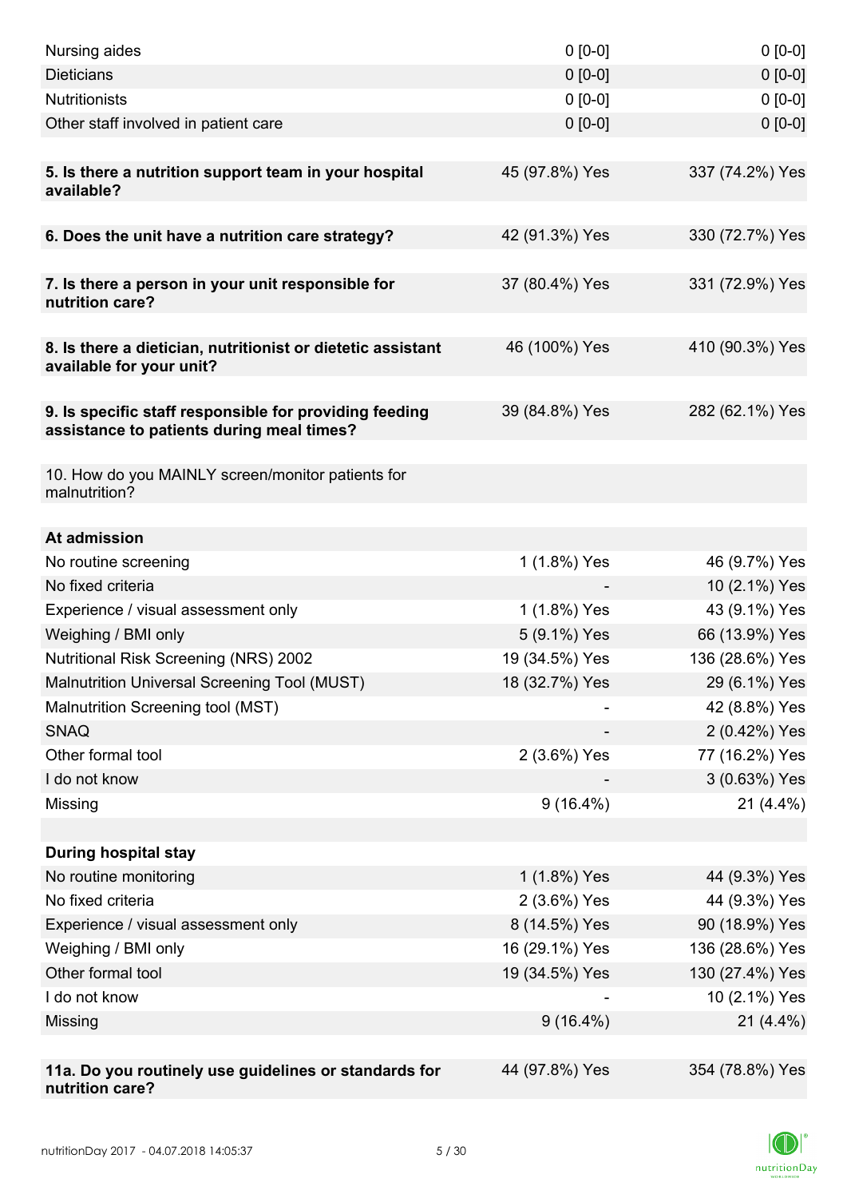| | | |
|---|---|---|
| Nursing aides | 0 [0-0] | 0 [0-0] |
| Dieticians | 0 [0-0] | 0 [0-0] |
| Nutritionists | 0 [0-0] | 0 [0-0] |
| Other staff involved in patient care | 0 [0-0] | 0 [0-0] |
| | | |
| **5. Is there a nutrition support team in your hospital available?** | 45 (97.8%) Yes | 337 (74.2%) Yes |
| | | |
| **6. Does the unit have a nutrition care strategy?** | 42 (91.3%) Yes | 330 (72.7%) Yes |
| | | |
| **7. Is there a person in your unit responsible for nutrition care?** | 37 (80.4%) Yes | 331 (72.9%) Yes |
| | | |
| **8. Is there a dietician, nutritionist or dietetic assistant available for your unit?** | 46 (100%) Yes | 410 (90.3%) Yes |
| | | |
| **9. Is specific staff responsible for providing feeding assistance to patients during meal times?** | 39 (84.8%) Yes | 282 (62.1%) Yes |
| | | |
| 10. How do you MAINLY screen/monitor patients for malnutrition? | | |
| | | |
| **At admission** | | |
| No routine screening | 1 (1.8%) Yes | 46 (9.7%) Yes |
| No fixed criteria | - | 10 (2.1%) Yes |
| Experience / visual assessment only | 1 (1.8%) Yes | 43 (9.1%) Yes |
| Weighing / BMI only | 5 (9.1%) Yes | 66 (13.9%) Yes |
| Nutritional Risk Screening (NRS) 2002 | 19 (34.5%) Yes | 136 (28.6%) Yes |
| Malnutrition Universal Screening Tool (MUST) | 18 (32.7%) Yes | 29 (6.1%) Yes |
| Malnutrition Screening tool (MST) | - | 42 (8.8%) Yes |
| SNAQ | - | 2 (0.42%) Yes |
| Other formal tool | 2 (3.6%) Yes | 77 (16.2%) Yes |
| I do not know | - | 3 (0.63%) Yes |
| Missing | 9 (16.4%) | 21 (4.4%) |
| | | |
| **During hospital stay** | | |
| No routine monitoring | 1 (1.8%) Yes | 44 (9.3%) Yes |
| No fixed criteria | 2 (3.6%) Yes | 44 (9.3%) Yes |
| Experience / visual assessment only | 8 (14.5%) Yes | 90 (18.9%) Yes |
| Weighing / BMI only | 16 (29.1%) Yes | 136 (28.6%) Yes |
| Other formal tool | 19 (34.5%) Yes | 130 (27.4%) Yes |
| I do not know | - | 10 (2.1%) Yes |
| Missing | 9 (16.4%) | 21 (4.4%) |
| | | |
| **11a. Do you routinely use guidelines or standards for nutrition care?** | 44 (97.8%) Yes | 354 (78.8%) Yes |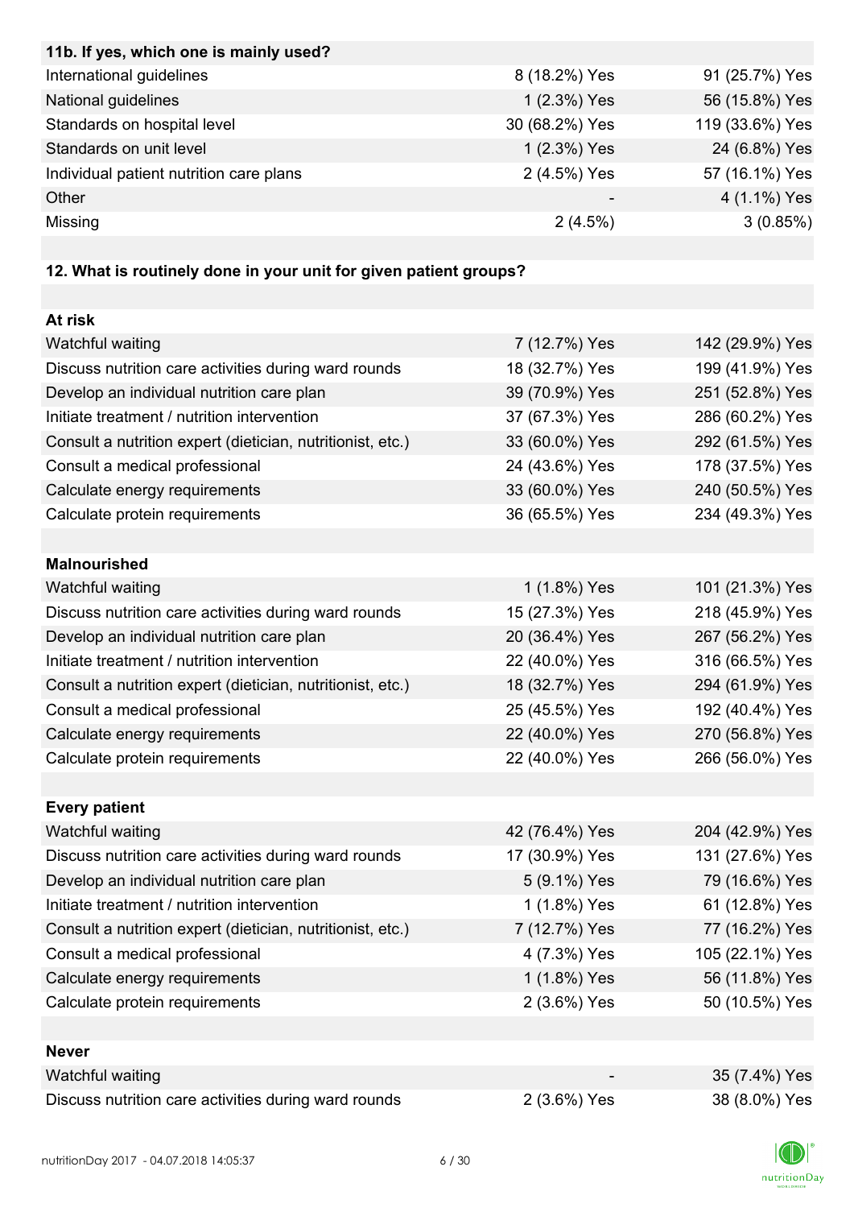| 11b. If yes, which one is mainly used? | | |
|---|---|---|
| International guidelines | 8 (18.2%) Yes | 91 (25.7%) Yes |
| National guidelines | 1 (2.3%) Yes | 56 (15.8%) Yes |
| Standards on hospital level | 30 (68.2%) Yes | 119 (33.6%) Yes |
| Standards on unit level | 1 (2.3%) Yes | 24 (6.8%) Yes |
| Individual patient nutrition care plans | 2 (4.5%) Yes | 57 (16.1%) Yes |
| Other | - | 4 (1.1%) Yes |
| Missing | 2 (4.5%) | 3 (0.85%) |

**12. What is routinely done in your unit for given patient groups?**

| At risk | | |
|---|---|---|
| Watchful waiting | 7 (12.7%) Yes | 142 (29.9%) Yes |
| Discuss nutrition care activities during ward rounds | 18 (32.7%) Yes | 199 (41.9%) Yes |
| Develop an individual nutrition care plan | 39 (70.9%) Yes | 251 (52.8%) Yes |
| Initiate treatment / nutrition intervention | 37 (67.3%) Yes | 286 (60.2%) Yes |
| Consult a nutrition expert (dietician, nutritionist, etc.) | 33 (60.0%) Yes | 292 (61.5%) Yes |
| Consult a medical professional | 24 (43.6%) Yes | 178 (37.5%) Yes |
| Calculate energy requirements | 33 (60.0%) Yes | 240 (50.5%) Yes |
| Calculate protein requirements | 36 (65.5%) Yes | 234 (49.3%) Yes |

| Malnourished | | |
|---|---|---|
| Watchful waiting | 1 (1.8%) Yes | 101 (21.3%) Yes |
| Discuss nutrition care activities during ward rounds | 15 (27.3%) Yes | 218 (45.9%) Yes |
| Develop an individual nutrition care plan | 20 (36.4%) Yes | 267 (56.2%) Yes |
| Initiate treatment / nutrition intervention | 22 (40.0%) Yes | 316 (66.5%) Yes |
| Consult a nutrition expert (dietician, nutritionist, etc.) | 18 (32.7%) Yes | 294 (61.9%) Yes |
| Consult a medical professional | 25 (45.5%) Yes | 192 (40.4%) Yes |
| Calculate energy requirements | 22 (40.0%) Yes | 270 (56.8%) Yes |
| Calculate protein requirements | 22 (40.0%) Yes | 266 (56.0%) Yes |

| Every patient | | |
|---|---|---|
| Watchful waiting | 42 (76.4%) Yes | 204 (42.9%) Yes |
| Discuss nutrition care activities during ward rounds | 17 (30.9%) Yes | 131 (27.6%) Yes |
| Develop an individual nutrition care plan | 5 (9.1%) Yes | 79 (16.6%) Yes |
| Initiate treatment / nutrition intervention | 1 (1.8%) Yes | 61 (12.8%) Yes |
| Consult a nutrition expert (dietician, nutritionist, etc.) | 7 (12.7%) Yes | 77 (16.2%) Yes |
| Consult a medical professional | 4 (7.3%) Yes | 105 (22.1%) Yes |
| Calculate energy requirements | 1 (1.8%) Yes | 56 (11.8%) Yes |
| Calculate protein requirements | 2 (3.6%) Yes | 50 (10.5%) Yes |

| Never | | |
|---|---|---|
| Watchful waiting | - | 35 (7.4%) Yes |
| Discuss nutrition care activities during ward rounds | 2 (3.6%) Yes | 38 (8.0%) Yes |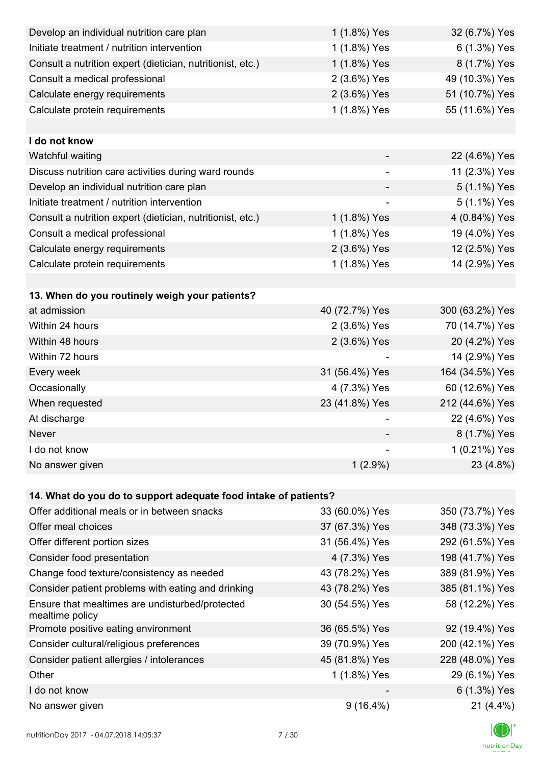| | | |
|---|---|---|
| Develop an individual nutrition care plan | 1 (1.8%) Yes | 32 (6.7%) Yes |
| Initiate treatment / nutrition intervention | 1 (1.8%) Yes | 6 (1.3%) Yes |
| Consult a nutrition expert (dietician, nutritionist, etc.) | 1 (1.8%) Yes | 8 (1.7%) Yes |
| Consult a medical professional | 2 (3.6%) Yes | 49 (10.3%) Yes |
| Calculate energy requirements | 2 (3.6%) Yes | 51 (10.7%) Yes |
| Calculate protein requirements | 1 (1.8%) Yes | 55 (11.6%) Yes |
| | | |
| **I do not know** | | |
| Watchful waiting | - | 22 (4.6%) Yes |
| Discuss nutrition care activities during ward rounds | - | 11 (2.3%) Yes |
| Develop an individual nutrition care plan | - | 5 (1.1%) Yes |
| Initiate treatment / nutrition intervention | - | 5 (1.1%) Yes |
| Consult a nutrition expert (dietician, nutritionist, etc.) | 1 (1.8%) Yes | 4 (0.84%) Yes |
| Consult a medical professional | 1 (1.8%) Yes | 19 (4.0%) Yes |
| Calculate energy requirements | 2 (3.6%) Yes | 12 (2.5%) Yes |
| Calculate protein requirements | 1 (1.8%) Yes | 14 (2.9%) Yes |
| | | |
| **13. When do you routinely weigh your patients?** | | |
| at admission | 40 (72.7%) Yes | 300 (63.2%) Yes |
| Within 24 hours | 2 (3.6%) Yes | 70 (14.7%) Yes |
| Within 48 hours | 2 (3.6%) Yes | 20 (4.2%) Yes |
| Within 72 hours | - | 14 (2.9%) Yes |
| Every week | 31 (56.4%) Yes | 164 (34.5%) Yes |
| Occasionally | 4 (7.3%) Yes | 60 (12.6%) Yes |
| When requested | 23 (41.8%) Yes | 212 (44.6%) Yes |
| At discharge | - | 22 (4.6%) Yes |
| Never | - | 8 (1.7%) Yes |
| I do not know | - | 1 (0.21%) Yes |
| No answer given | 1 (2.9%) | 23 (4.8%) |
| | | |
| **14. What do you do to support adequate food intake of patients?** | | |
| Offer additional meals or in between snacks | 33 (60.0%) Yes | 350 (73.7%) Yes |
| Offer meal choices | 37 (67.3%) Yes | 348 (73.3%) Yes |
| Offer different portion sizes | 31 (56.4%) Yes | 292 (61.5%) Yes |
| Consider food presentation | 4 (7.3%) Yes | 198 (41.7%) Yes |
| Change food texture/consistency as needed | 43 (78.2%) Yes | 389 (81.9%) Yes |
| Consider patient problems with eating and drinking | 43 (78.2%) Yes | 385 (81.1%) Yes |
| Ensure that mealtimes are undisturbed/protected mealtime policy | 30 (54.5%) Yes | 58 (12.2%) Yes |
| Promote positive eating environment | 36 (65.5%) Yes | 92 (19.4%) Yes |
| Consider cultural/religious preferences | 39 (70.9%) Yes | 200 (42.1%) Yes |
| Consider patient allergies / intolerances | 45 (81.8%) Yes | 228 (48.0%) Yes |
| Other | 1 (1.8%) Yes | 29 (6.1%) Yes |
| I do not know | - | 6 (1.3%) Yes |
| No answer given | 9 (16.4%) | 21 (4.4%) |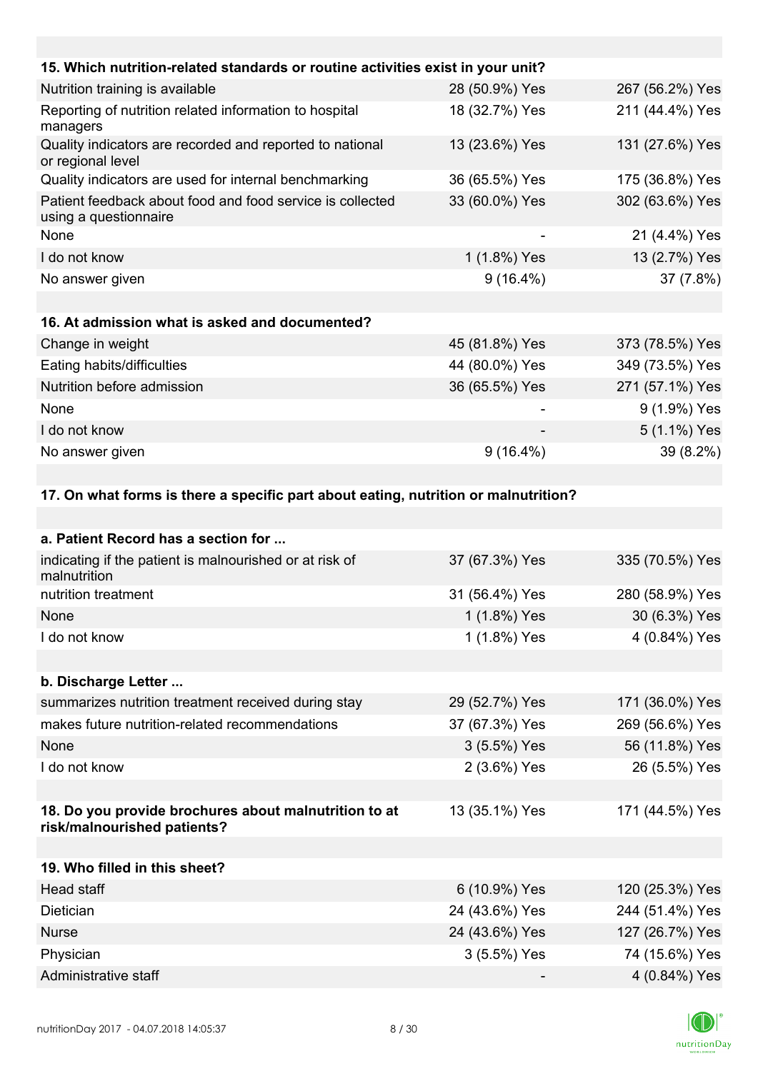| 15. Which nutrition-related standards or routine activities exist in your unit? | | |
|---|---|---|
| Nutrition training is available | 28 (50.9%) Yes | 267 (56.2%) Yes |
| Reporting of nutrition related information to hospital managers | 18 (32.7%) Yes | 211 (44.4%) Yes |
| Quality indicators are recorded and reported to national or regional level | 13 (23.6%) Yes | 131 (27.6%) Yes |
| Quality indicators are used for internal benchmarking | 36 (65.5%) Yes | 175 (36.8%) Yes |
| Patient feedback about food and food service is collected using a questionnaire | 33 (60.0%) Yes | 302 (63.6%) Yes |
| None | - | 21 (4.4%) Yes |
| I do not know | 1 (1.8%) Yes | 13 (2.7%) Yes |
| No answer given | 9 (16.4%) | 37 (7.8%) |

| 16. At admission what is asked and documented? | | |
|---|---|---|
| Change in weight | 45 (81.8%) Yes | 373 (78.5%) Yes |
| Eating habits/difficulties | 44 (80.0%) Yes | 349 (73.5%) Yes |
| Nutrition before admission | 36 (65.5%) Yes | 271 (57.1%) Yes |
| None | - | 9 (1.9%) Yes |
| I do not know | - | 5 (1.1%) Yes |
| No answer given | 9 (16.4%) | 39 (8.2%) |

**17. On what forms is there a specific part about eating, nutrition or malnutrition?**

| a. Patient Record has a section for ... | | |
|---|---|---|
| indicating if the patient is malnourished or at risk of malnutrition | 37 (67.3%) Yes | 335 (70.5%) Yes |
| nutrition treatment | 31 (56.4%) Yes | 280 (58.9%) Yes |
| None | 1 (1.8%) Yes | 30 (6.3%) Yes |
| I do not know | 1 (1.8%) Yes | 4 (0.84%) Yes |

| b. Discharge Letter ... | | |
|---|---|---|
| summarizes nutrition treatment received during stay | 29 (52.7%) Yes | 171 (36.0%) Yes |
| makes future nutrition-related recommendations | 37 (67.3%) Yes | 269 (56.6%) Yes |
| None | 3 (5.5%) Yes | 56 (11.8%) Yes |
| I do not know | 2 (3.6%) Yes | 26 (5.5%) Yes |

| 18. Do you provide brochures about malnutrition to at risk/malnourished patients? | 13 (35.1%) Yes | 171 (44.5%) Yes |
|---|---|---|

| 19. Who filled in this sheet? | | |
|---|---|---|
| Head staff | 6 (10.9%) Yes | 120 (25.3%) Yes |
| Dietician | 24 (43.6%) Yes | 244 (51.4%) Yes |
| Nurse | 24 (43.6%) Yes | 127 (26.7%) Yes |
| Physician | 3 (5.5%) Yes | 74 (15.6%) Yes |
| Administrative staff | - | 4 (0.84%) Yes |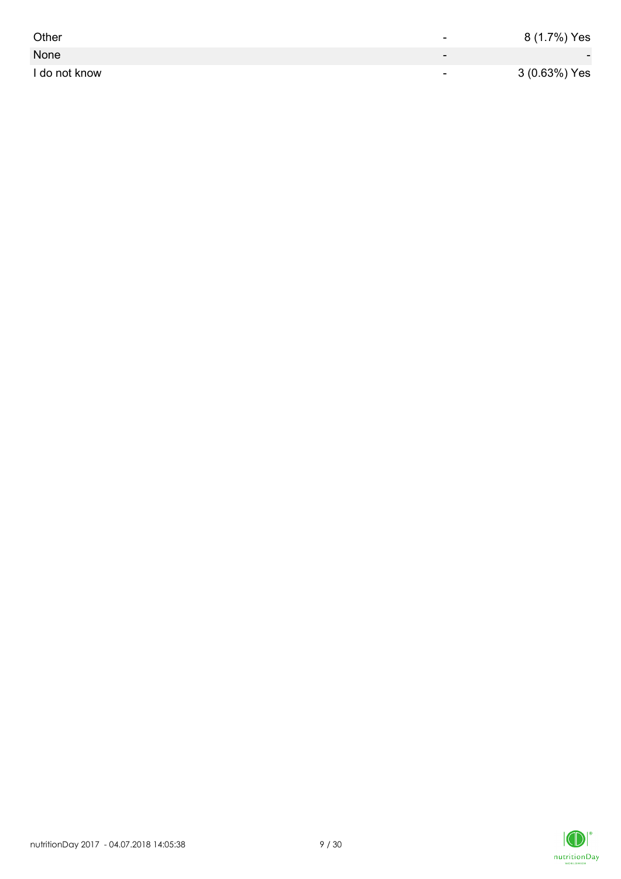| | | |
|---|---|---|
| Other | - | 8 (1.7%) Yes |
| None | - | - |
| I do not know | - | 3 (0.63%) Yes |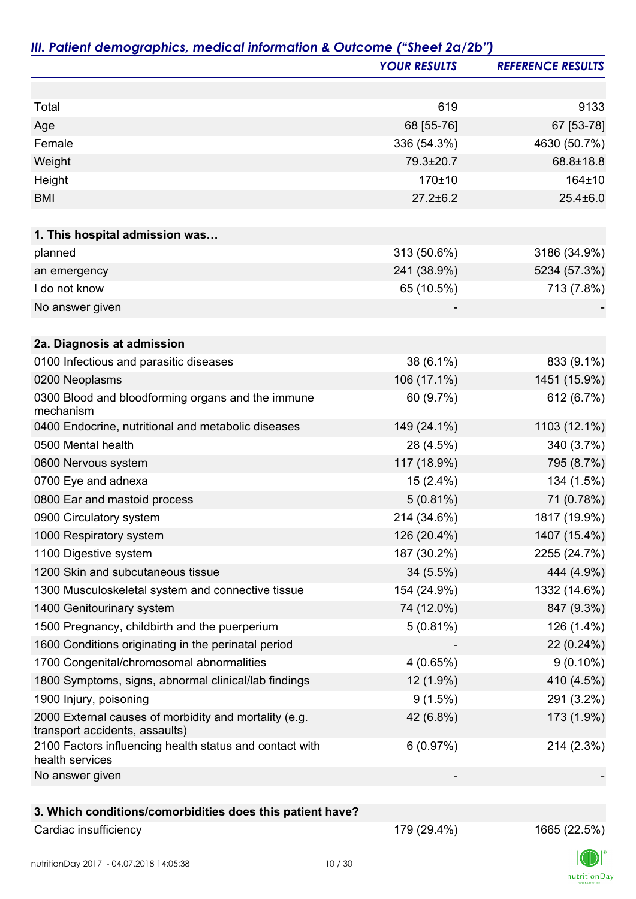## *III. Patient demographics, medical information & Outcome ("Sheet 2a/2b")*

| | *YOUR RESULTS* | *REFERENCE RESULTS* |
|---|---|---|
| | | |
| Total | 619 | 9133 |
| Age | 68 [55-76] | 67 [53-78] |
| Female | 336 (54.3%) | 4630 (50.7%) |
| Weight | 79.3±20.7 | 68.8±18.8 |
| Height | 170±10 | 164±10 |
| BMI | 27.2±6.2 | 25.4±6.0 |
| | | |
| **1. This hospital admission was…** | | |
| planned | 313 (50.6%) | 3186 (34.9%) |
| an emergency | 241 (38.9%) | 5234 (57.3%) |
| I do not know | 65 (10.5%) | 713 (7.8%) |
| No answer given | - | - |
| | | |
| **2a. Diagnosis at admission** | | |
| 0100 Infectious and parasitic diseases | 38 (6.1%) | 833 (9.1%) |
| 0200 Neoplasms | 106 (17.1%) | 1451 (15.9%) |
| 0300 Blood and bloodforming organs and the immune mechanism | 60 (9.7%) | 612 (6.7%) |
| 0400 Endocrine, nutritional and metabolic diseases | 149 (24.1%) | 1103 (12.1%) |
| 0500 Mental health | 28 (4.5%) | 340 (3.7%) |
| 0600 Nervous system | 117 (18.9%) | 795 (8.7%) |
| 0700 Eye and adnexa | 15 (2.4%) | 134 (1.5%) |
| 0800 Ear and mastoid process | 5 (0.81%) | 71 (0.78%) |
| 0900 Circulatory system | 214 (34.6%) | 1817 (19.9%) |
| 1000 Respiratory system | 126 (20.4%) | 1407 (15.4%) |
| 1100 Digestive system | 187 (30.2%) | 2255 (24.7%) |
| 1200 Skin and subcutaneous tissue | 34 (5.5%) | 444 (4.9%) |
| 1300 Musculoskeletal system and connective tissue | 154 (24.9%) | 1332 (14.6%) |
| 1400 Genitourinary system | 74 (12.0%) | 847 (9.3%) |
| 1500 Pregnancy, childbirth and the puerperium | 5 (0.81%) | 126 (1.4%) |
| 1600 Conditions originating in the perinatal period | - | 22 (0.24%) |
| 1700 Congenital/chromosomal abnormalities | 4 (0.65%) | 9 (0.10%) |
| 1800 Symptoms, signs, abnormal clinical/lab findings | 12 (1.9%) | 410 (4.5%) |
| 1900 Injury, poisoning | 9 (1.5%) | 291 (3.2%) |
| 2000 External causes of morbidity and mortality (e.g. transport accidents, assaults) | 42 (6.8%) | 173 (1.9%) |
| 2100 Factors influencing health status and contact with health services | 6 (0.97%) | 214 (2.3%) |
| No answer given | - | - |
| | | |
| **3. Which conditions/comorbidities does this patient have?** | | |
| Cardiac insufficiency | 179 (29.4%) | 1665 (22.5%) |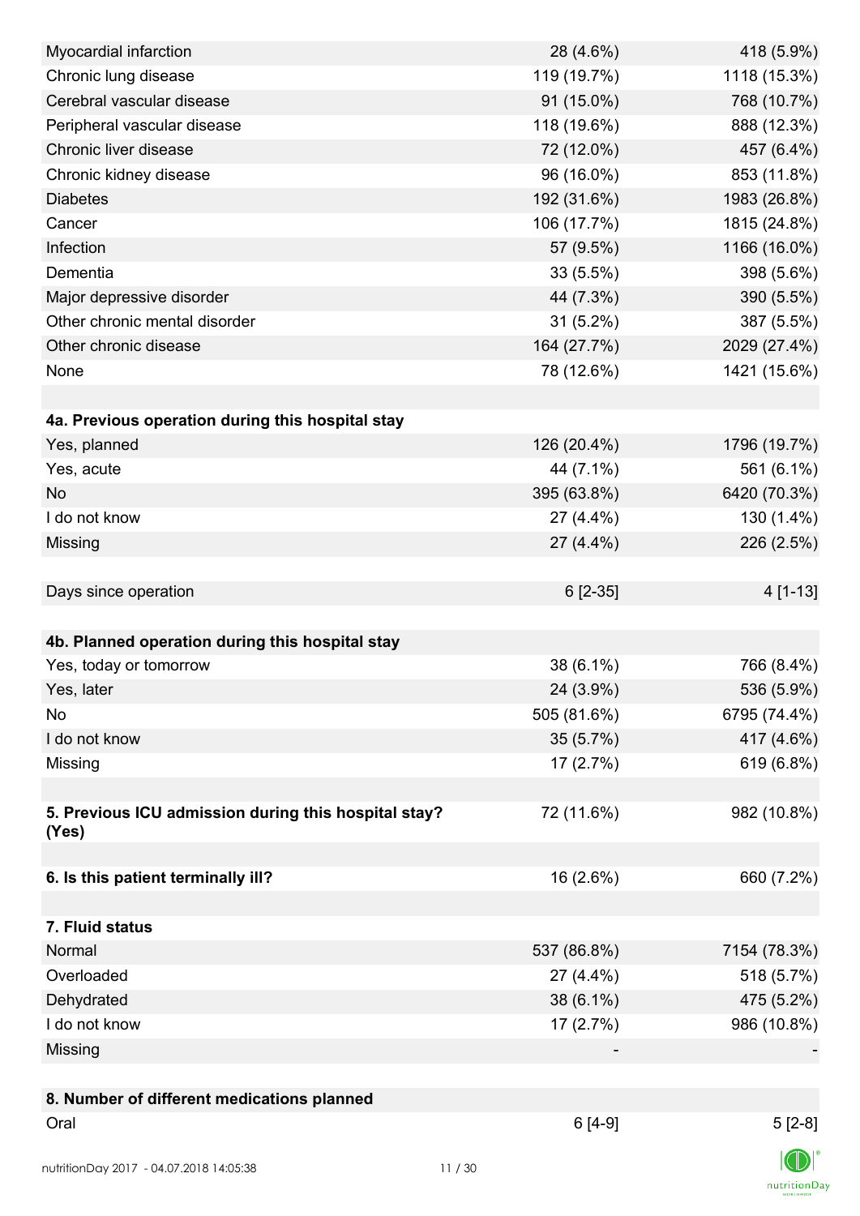| | | |
|---|---|---|
| Myocardial infarction | 28 (4.6%) | 418 (5.9%) |
| Chronic lung disease | 119 (19.7%) | 1118 (15.3%) |
| Cerebral vascular disease | 91 (15.0%) | 768 (10.7%) |
| Peripheral vascular disease | 118 (19.6%) | 888 (12.3%) |
| Chronic liver disease | 72 (12.0%) | 457 (6.4%) |
| Chronic kidney disease | 96 (16.0%) | 853 (11.8%) |
| Diabetes | 192 (31.6%) | 1983 (26.8%) |
| Cancer | 106 (17.7%) | 1815 (24.8%) |
| Infection | 57 (9.5%) | 1166 (16.0%) |
| Dementia | 33 (5.5%) | 398 (5.6%) |
| Major depressive disorder | 44 (7.3%) | 390 (5.5%) |
| Other chronic mental disorder | 31 (5.2%) | 387 (5.5%) |
| Other chronic disease | 164 (27.7%) | 2029 (27.4%) |
| None | 78 (12.6%) | 1421 (15.6%) |
| | | |
| **4a. Previous operation during this hospital stay** | | |
| Yes, planned | 126 (20.4%) | 1796 (19.7%) |
| Yes, acute | 44 (7.1%) | 561 (6.1%) |
| No | 395 (63.8%) | 6420 (70.3%) |
| I do not know | 27 (4.4%) | 130 (1.4%) |
| Missing | 27 (4.4%) | 226 (2.5%) |
| | | |
| Days since operation | 6 [2-35] | 4 [1-13] |
| | | |
| **4b. Planned operation during this hospital stay** | | |
| Yes, today or tomorrow | 38 (6.1%) | 766 (8.4%) |
| Yes, later | 24 (3.9%) | 536 (5.9%) |
| No | 505 (81.6%) | 6795 (74.4%) |
| I do not know | 35 (5.7%) | 417 (4.6%) |
| Missing | 17 (2.7%) | 619 (6.8%) |
| | | |
| **5. Previous ICU admission during this hospital stay? (Yes)** | 72 (11.6%) | 982 (10.8%) |
| | | |
| **6. Is this patient terminally ill?** | 16 (2.6%) | 660 (7.2%) |
| | | |
| **7. Fluid status** | | |
| Normal | 537 (86.8%) | 7154 (78.3%) |
| Overloaded | 27 (4.4%) | 518 (5.7%) |
| Dehydrated | 38 (6.1%) | 475 (5.2%) |
| I do not know | 17 (2.7%) | 986 (10.8%) |
| Missing | - | - |
| | | |
| **8. Number of different medications planned** | | |
| Oral | 6 [4-9] | 5 [2-8] |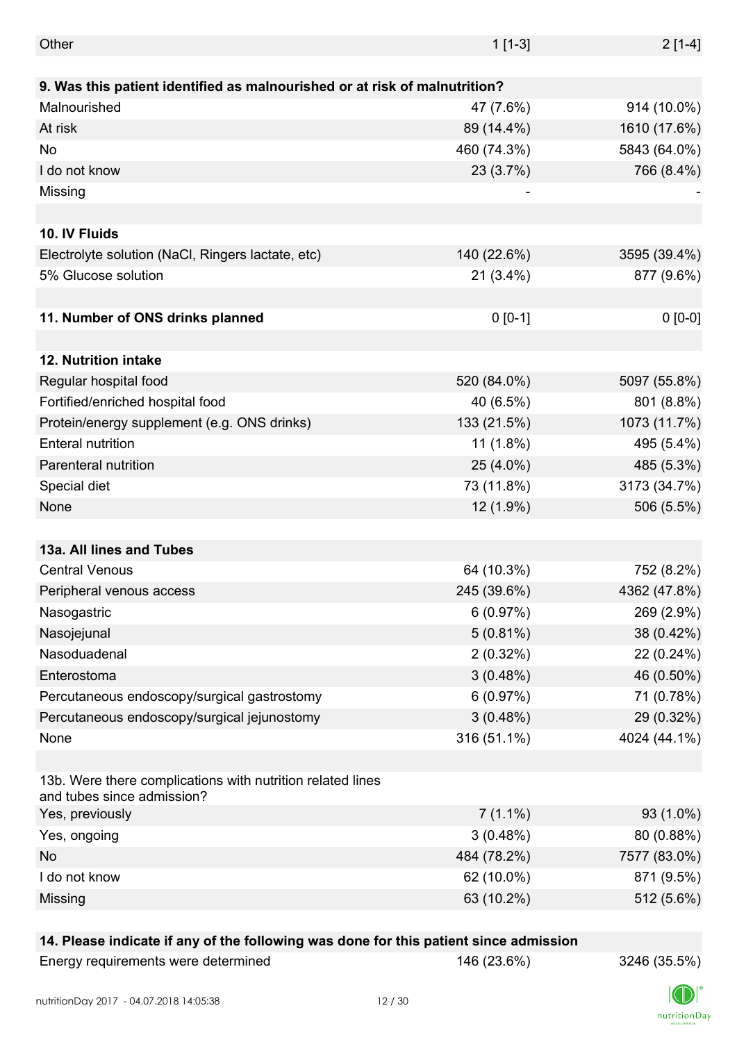| | | |
|---|---|---|
| Other | 1 [1-3] | 2 [1-4] |
| | | |
| **9. Was this patient identified as malnourished or at risk of malnutrition?** | | |
| Malnourished | 47 (7.6%) | 914 (10.0%) |
| At risk | 89 (14.4%) | 1610 (17.6%) |
| No | 460 (74.3%) | 5843 (64.0%) |
| I do not know | 23 (3.7%) | 766 (8.4%) |
| Missing | - | - |
| | | |
| **10. IV Fluids** | | |
| Electrolyte solution (NaCl, Ringers lactate, etc) | 140 (22.6%) | 3595 (39.4%) |
| 5% Glucose solution | 21 (3.4%) | 877 (9.6%) |
| | | |
| **11. Number of ONS drinks planned** | 0 [0-1] | 0 [0-0] |
| | | |
| **12. Nutrition intake** | | |
| Regular hospital food | 520 (84.0%) | 5097 (55.8%) |
| Fortified/enriched hospital food | 40 (6.5%) | 801 (8.8%) |
| Protein/energy supplement (e.g. ONS drinks) | 133 (21.5%) | 1073 (11.7%) |
| Enteral nutrition | 11 (1.8%) | 495 (5.4%) |
| Parenteral nutrition | 25 (4.0%) | 485 (5.3%) |
| Special diet | 73 (11.8%) | 3173 (34.7%) |
| None | 12 (1.9%) | 506 (5.5%) |
| | | |
| **13a. All lines and Tubes** | | |
| Central Venous | 64 (10.3%) | 752 (8.2%) |
| Peripheral venous access | 245 (39.6%) | 4362 (47.8%) |
| Nasogastric | 6 (0.97%) | 269 (2.9%) |
| Nasojejunal | 5 (0.81%) | 38 (0.42%) |
| Nasoduadenal | 2 (0.32%) | 22 (0.24%) |
| Enterostoma | 3 (0.48%) | 46 (0.50%) |
| Percutaneous endoscopy/surgical gastrostomy | 6 (0.97%) | 71 (0.78%) |
| Percutaneous endoscopy/surgical jejunostomy | 3 (0.48%) | 29 (0.32%) |
| None | 316 (51.1%) | 4024 (44.1%) |
| | | |
| 13b. Were there complications with nutrition related lines and tubes since admission? | | |
| Yes, previously | 7 (1.1%) | 93 (1.0%) |
| Yes, ongoing | 3 (0.48%) | 80 (0.88%) |
| No | 484 (78.2%) | 7577 (83.0%) |
| I do not know | 62 (10.0%) | 871 (9.5%) |
| Missing | 63 (10.2%) | 512 (5.6%) |
| | | |
| **14. Please indicate if any of the following was done for this patient since admission** | | |
| Energy requirements were determined | 146 (23.6%) | 3246 (35.5%) |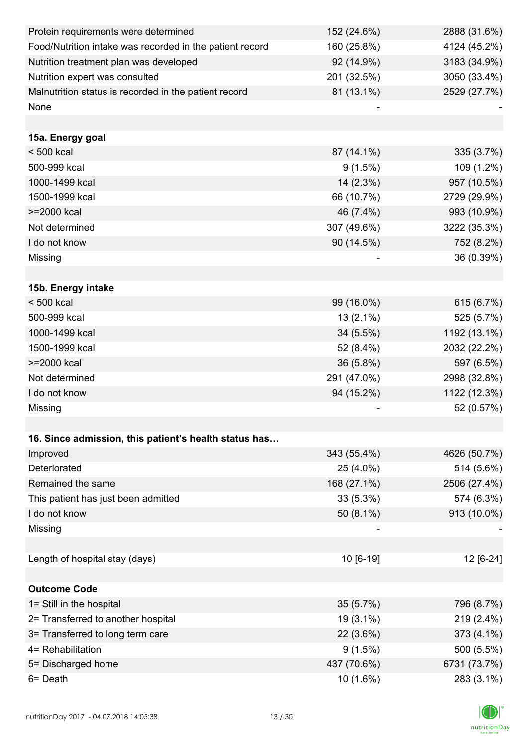| | | |
|---|---|---|
| Protein requirements were determined | 152 (24.6%) | 2888 (31.6%) |
| Food/Nutrition intake was recorded in the patient record | 160 (25.8%) | 4124 (45.2%) |
| Nutrition treatment plan was developed | 92 (14.9%) | 3183 (34.9%) |
| Nutrition expert was consulted | 201 (32.5%) | 3050 (33.4%) |
| Malnutrition status is recorded in the patient record | 81 (13.1%) | 2529 (27.7%) |
| None | - | - |
| | | |
| **15a. Energy goal** | | |
| < 500 kcal | 87 (14.1%) | 335 (3.7%) |
| 500-999 kcal | 9 (1.5%) | 109 (1.2%) |
| 1000-1499 kcal | 14 (2.3%) | 957 (10.5%) |
| 1500-1999 kcal | 66 (10.7%) | 2729 (29.9%) |
| >=2000 kcal | 46 (7.4%) | 993 (10.9%) |
| Not determined | 307 (49.6%) | 3222 (35.3%) |
| I do not know | 90 (14.5%) | 752 (8.2%) |
| Missing | - | 36 (0.39%) |
| | | |
| **15b. Energy intake** | | |
| < 500 kcal | 99 (16.0%) | 615 (6.7%) |
| 500-999 kcal | 13 (2.1%) | 525 (5.7%) |
| 1000-1499 kcal | 34 (5.5%) | 1192 (13.1%) |
| 1500-1999 kcal | 52 (8.4%) | 2032 (22.2%) |
| >=2000 kcal | 36 (5.8%) | 597 (6.5%) |
| Not determined | 291 (47.0%) | 2998 (32.8%) |
| I do not know | 94 (15.2%) | 1122 (12.3%) |
| Missing | - | 52 (0.57%) |
| | | |
| **16. Since admission, this patient's health status has…** | | |
| Improved | 343 (55.4%) | 4626 (50.7%) |
| Deteriorated | 25 (4.0%) | 514 (5.6%) |
| Remained the same | 168 (27.1%) | 2506 (27.4%) |
| This patient has just been admitted | 33 (5.3%) | 574 (6.3%) |
| I do not know | 50 (8.1%) | 913 (10.0%) |
| Missing | - | - |
| | | |
| Length of hospital stay (days) | 10 [6-19] | 12 [6-24] |
| | | |
| **Outcome Code** | | |
| 1= Still in the hospital | 35 (5.7%) | 796 (8.7%) |
| 2= Transferred to another hospital | 19 (3.1%) | 219 (2.4%) |
| 3= Transferred to long term care | 22 (3.6%) | 373 (4.1%) |
| 4= Rehabilitation | 9 (1.5%) | 500 (5.5%) |
| 5= Discharged home | 437 (70.6%) | 6731 (73.7%) |
| 6= Death | 10 (1.6%) | 283 (3.1%) |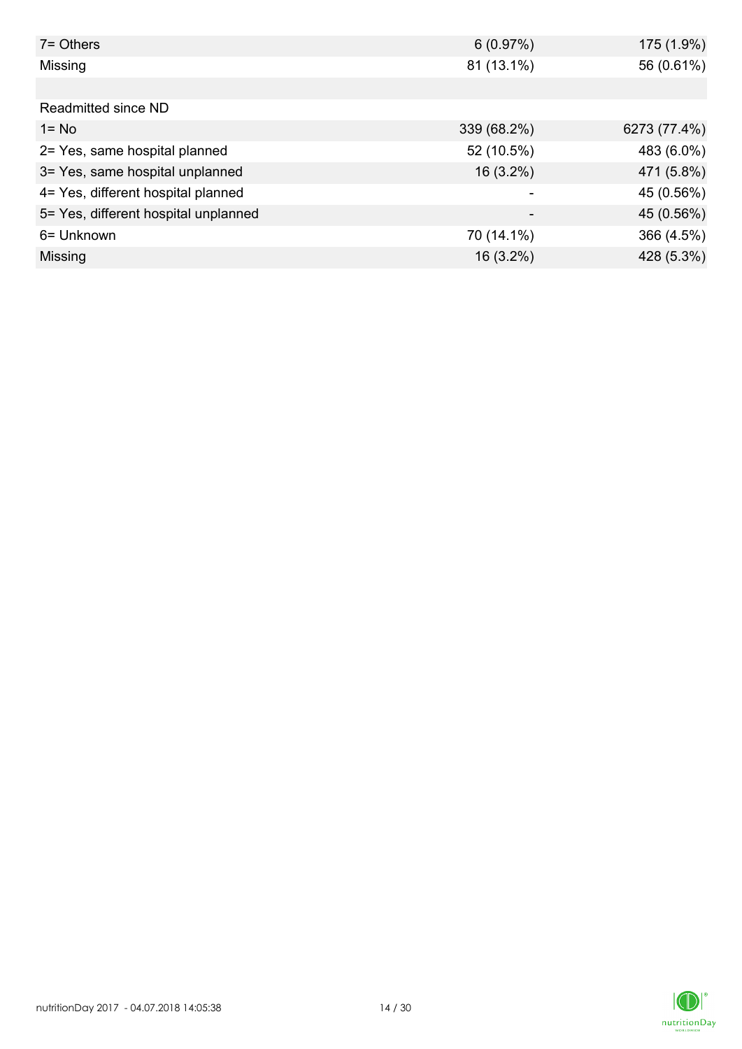| | | |
|---|---|---|
| 7= Others | 6 (0.97%) | 175 (1.9%) |
| Missing | 81 (13.1%) | 56 (0.61%) |
| | | |
| Readmitted since ND | | |
| 1= No | 339 (68.2%) | 6273 (77.4%) |
| 2= Yes, same hospital planned | 52 (10.5%) | 483 (6.0%) |
| 3= Yes, same hospital unplanned | 16 (3.2%) | 471 (5.8%) |
| 4= Yes, different hospital planned | - | 45 (0.56%) |
| 5= Yes, different hospital unplanned | - | 45 (0.56%) |
| 6= Unknown | 70 (14.1%) | 366 (4.5%) |
| Missing | 16 (3.2%) | 428 (5.3%) |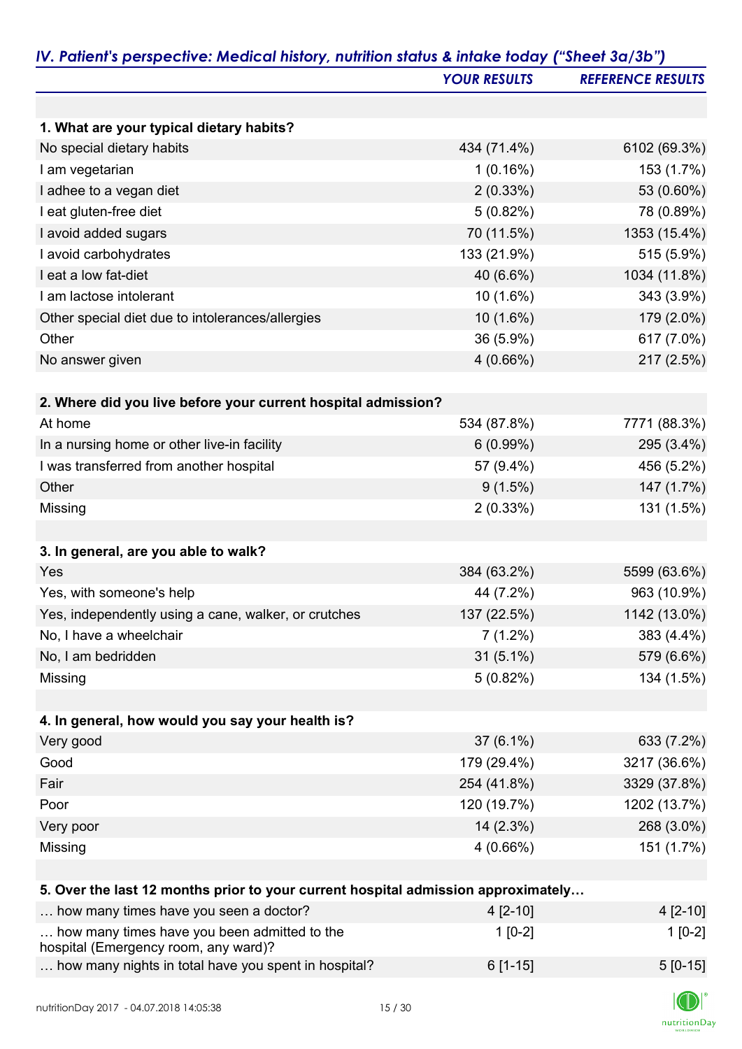## IV. Patient's perspective: Medical history, nutrition status & intake today ("Sheet 3a/3b")

| | YOUR RESULTS | REFERENCE RESULTS |
|---|---|---|
| **1. What are your typical dietary habits?** | | |
| No special dietary habits | 434 (71.4%) | 6102 (69.3%) |
| I am vegetarian | 1 (0.16%) | 153 (1.7%) |
| I adhee to a vegan diet | 2 (0.33%) | 53 (0.60%) |
| I eat gluten-free diet | 5 (0.82%) | 78 (0.89%) |
| I avoid added sugars | 70 (11.5%) | 1353 (15.4%) |
| I avoid carbohydrates | 133 (21.9%) | 515 (5.9%) |
| I eat a low fat-diet | 40 (6.6%) | 1034 (11.8%) |
| I am lactose intolerant | 10 (1.6%) | 343 (3.9%) |
| Other special diet due to intolerances/allergies | 10 (1.6%) | 179 (2.0%) |
| Other | 36 (5.9%) | 617 (7.0%) |
| No answer given | 4 (0.66%) | 217 (2.5%) |
| **2. Where did you live before your current hospital admission?** | | |
| At home | 534 (87.8%) | 7771 (88.3%) |
| In a nursing home or other live-in facility | 6 (0.99%) | 295 (3.4%) |
| I was transferred from another hospital | 57 (9.4%) | 456 (5.2%) |
| Other | 9 (1.5%) | 147 (1.7%) |
| Missing | 2 (0.33%) | 131 (1.5%) |
| **3. In general, are you able to walk?** | | |
| Yes | 384 (63.2%) | 5599 (63.6%) |
| Yes, with someone's help | 44 (7.2%) | 963 (10.9%) |
| Yes, independently using a cane, walker, or crutches | 137 (22.5%) | 1142 (13.0%) |
| No, I have a wheelchair | 7 (1.2%) | 383 (4.4%) |
| No, I am bedridden | 31 (5.1%) | 579 (6.6%) |
| Missing | 5 (0.82%) | 134 (1.5%) |
| **4. In general, how would you say your health is?** | | |
| Very good | 37 (6.1%) | 633 (7.2%) |
| Good | 179 (29.4%) | 3217 (36.6%) |
| Fair | 254 (41.8%) | 3329 (37.8%) |
| Poor | 120 (19.7%) | 1202 (13.7%) |
| Very poor | 14 (2.3%) | 268 (3.0%) |
| Missing | 4 (0.66%) | 151 (1.7%) |
| **5. Over the last 12 months prior to your current hospital admission approximately…** | | |
| … how many times have you seen a doctor? | 4 [2-10] | 4 [2-10] |
| … how many times have you been admitted to the hospital (Emergency room, any ward)? | 1 [0-2] | 1 [0-2] |
| … how many nights in total have you spent in hospital? | 6 [1-15] | 5 [0-15] |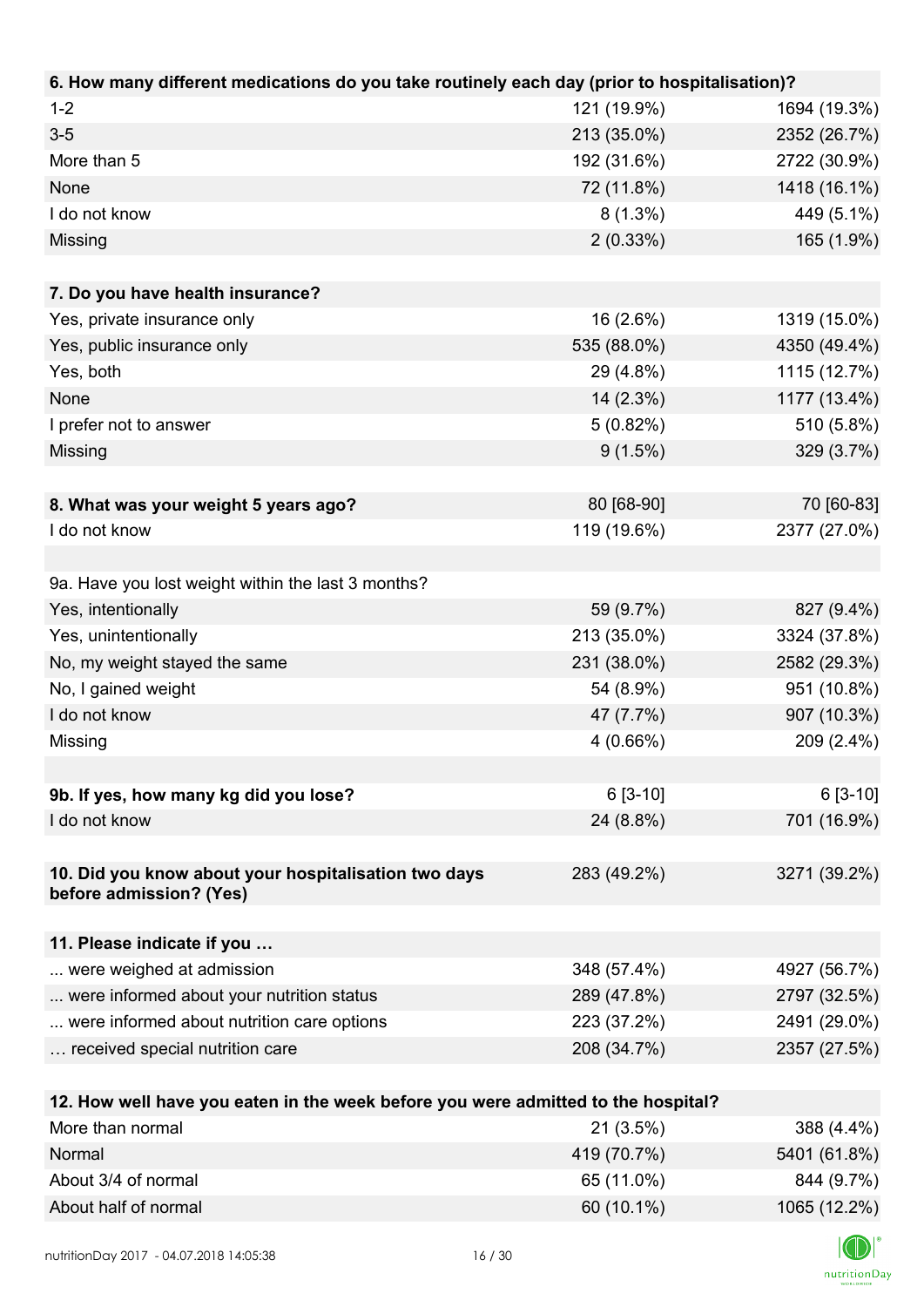| 6. How many different medications do you take routinely each day (prior to hospitalisation)? | | |
|---|---|---|
| 1-2 | 121 (19.9%) | 1694 (19.3%) |
| 3-5 | 213 (35.0%) | 2352 (26.7%) |
| More than 5 | 192 (31.6%) | 2722 (30.9%) |
| None | 72 (11.8%) | 1418 (16.1%) |
| I do not know | 8 (1.3%) | 449 (5.1%) |
| Missing | 2 (0.33%) | 165 (1.9%) |

| 7. Do you have health insurance? | | |
|---|---|---|
| Yes, private insurance only | 16 (2.6%) | 1319 (15.0%) |
| Yes, public insurance only | 535 (88.0%) | 4350 (49.4%) |
| Yes, both | 29 (4.8%) | 1115 (12.7%) |
| None | 14 (2.3%) | 1177 (13.4%) |
| I prefer not to answer | 5 (0.82%) | 510 (5.8%) |
| Missing | 9 (1.5%) | 329 (3.7%) |

| 8. What was your weight 5 years ago? | 80 [68-90] | 70 [60-83] |
|---|---|---|
| I do not know | 119 (19.6%) | 2377 (27.0%) |

| 9a. Have you lost weight within the last 3 months? | | |
|---|---|---|
| Yes, intentionally | 59 (9.7%) | 827 (9.4%) |
| Yes, unintentionally | 213 (35.0%) | 3324 (37.8%) |
| No, my weight stayed the same | 231 (38.0%) | 2582 (29.3%) |
| No, I gained weight | 54 (8.9%) | 951 (10.8%) |
| I do not know | 47 (7.7%) | 907 (10.3%) |
| Missing | 4 (0.66%) | 209 (2.4%) |

| 9b. If yes, how many kg did you lose? | 6 [3-10] | 6 [3-10] |
|---|---|---|
| I do not know | 24 (8.8%) | 701 (16.9%) |

| 10. Did you know about your hospitalisation two days before admission? (Yes) | 283 (49.2%) | 3271 (39.2%) |
|---|---|---|

| 11. Please indicate if you … | | |
|---|---|---|
| ... were weighed at admission | 348 (57.4%) | 4927 (56.7%) |
| ... were informed about your nutrition status | 289 (47.8%) | 2797 (32.5%) |
| ... were informed about nutrition care options | 223 (37.2%) | 2491 (29.0%) |
| … received special nutrition care | 208 (34.7%) | 2357 (27.5%) |

| 12. How well have you eaten in the week before you were admitted to the hospital? | | |
|---|---|---|
| More than normal | 21 (3.5%) | 388 (4.4%) |
| Normal | 419 (70.7%) | 5401 (61.8%) |
| About 3/4 of normal | 65 (11.0%) | 844 (9.7%) |
| About half of normal | 60 (10.1%) | 1065 (12.2%) |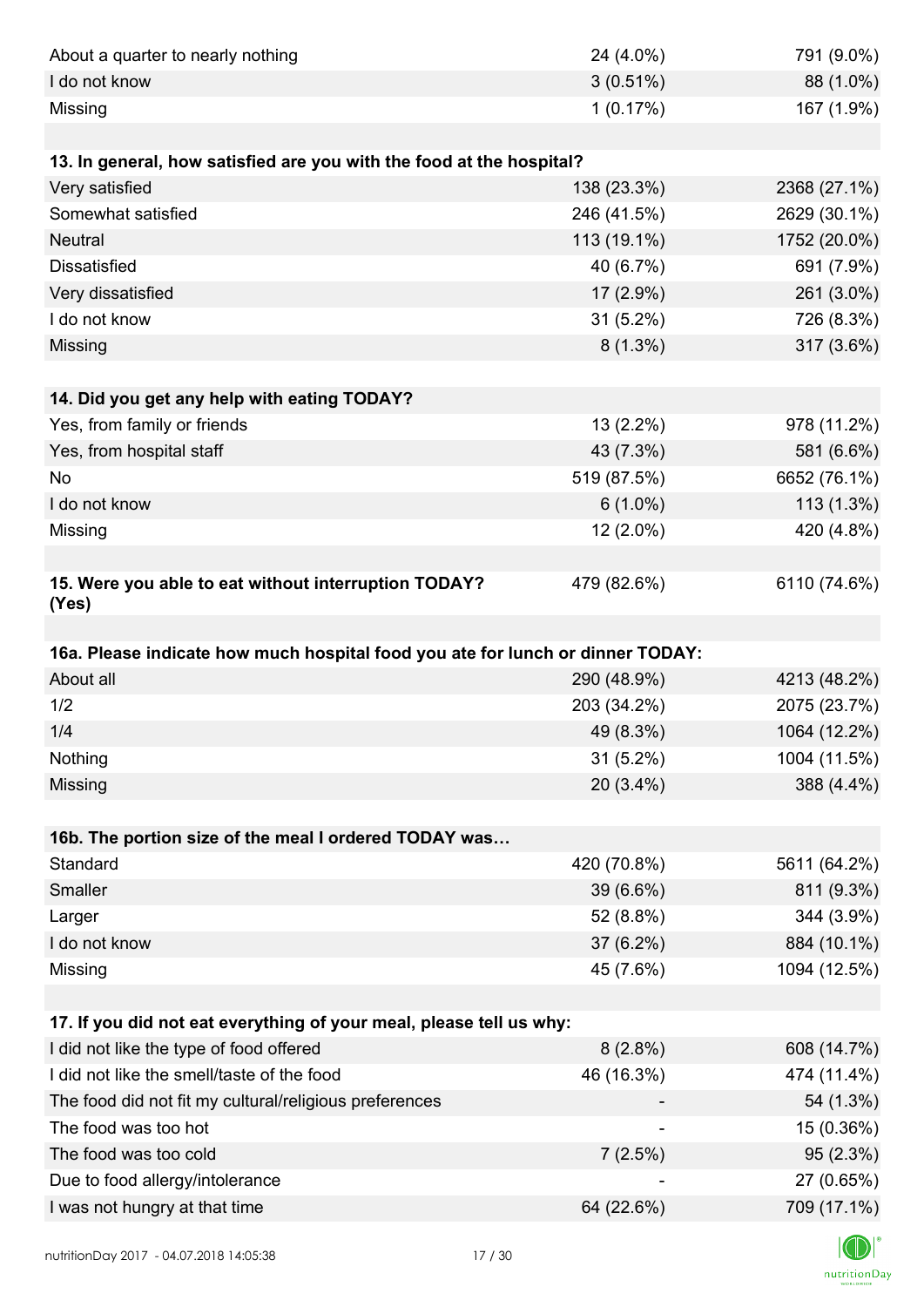| | | |
|---|---|---|
| About a quarter to nearly nothing | 24 (4.0%) | 791 (9.0%) |
| I do not know | 3 (0.51%) | 88 (1.0%) |
| Missing | 1 (0.17%) | 167 (1.9%) |
| | | |
| **13. In general, how satisfied are you with the food at the hospital?** | | |
| Very satisfied | 138 (23.3%) | 2368 (27.1%) |
| Somewhat satisfied | 246 (41.5%) | 2629 (30.1%) |
| Neutral | 113 (19.1%) | 1752 (20.0%) |
| Dissatisfied | 40 (6.7%) | 691 (7.9%) |
| Very dissatisfied | 17 (2.9%) | 261 (3.0%) |
| I do not know | 31 (5.2%) | 726 (8.3%) |
| Missing | 8 (1.3%) | 317 (3.6%) |
| | | |
| **14. Did you get any help with eating TODAY?** | | |
| Yes, from family or friends | 13 (2.2%) | 978 (11.2%) |
| Yes, from hospital staff | 43 (7.3%) | 581 (6.6%) |
| No | 519 (87.5%) | 6652 (76.1%) |
| I do not know | 6 (1.0%) | 113 (1.3%) |
| Missing | 12 (2.0%) | 420 (4.8%) |
| | | |
| **15. Were you able to eat without interruption TODAY? (Yes)** | 479 (82.6%) | 6110 (74.6%) |
| | | |
| **16a. Please indicate how much hospital food you ate for lunch or dinner TODAY:** | | |
| About all | 290 (48.9%) | 4213 (48.2%) |
| 1/2 | 203 (34.2%) | 2075 (23.7%) |
| 1/4 | 49 (8.3%) | 1064 (12.2%) |
| Nothing | 31 (5.2%) | 1004 (11.5%) |
| Missing | 20 (3.4%) | 388 (4.4%) |
| | | |
| **16b. The portion size of the meal I ordered TODAY was…** | | |
| Standard | 420 (70.8%) | 5611 (64.2%) |
| Smaller | 39 (6.6%) | 811 (9.3%) |
| Larger | 52 (8.8%) | 344 (3.9%) |
| I do not know | 37 (6.2%) | 884 (10.1%) |
| Missing | 45 (7.6%) | 1094 (12.5%) |
| | | |
| **17. If you did not eat everything of your meal, please tell us why:** | | |
| I did not like the type of food offered | 8 (2.8%) | 608 (14.7%) |
| I did not like the smell/taste of the food | 46 (16.3%) | 474 (11.4%) |
| The food did not fit my cultural/religious preferences | - | 54 (1.3%) |
| The food was too hot | - | 15 (0.36%) |
| The food was too cold | 7 (2.5%) | 95 (2.3%) |
| Due to food allergy/intolerance | - | 27 (0.65%) |
| I was not hungry at that time | 64 (22.6%) | 709 (17.1%) |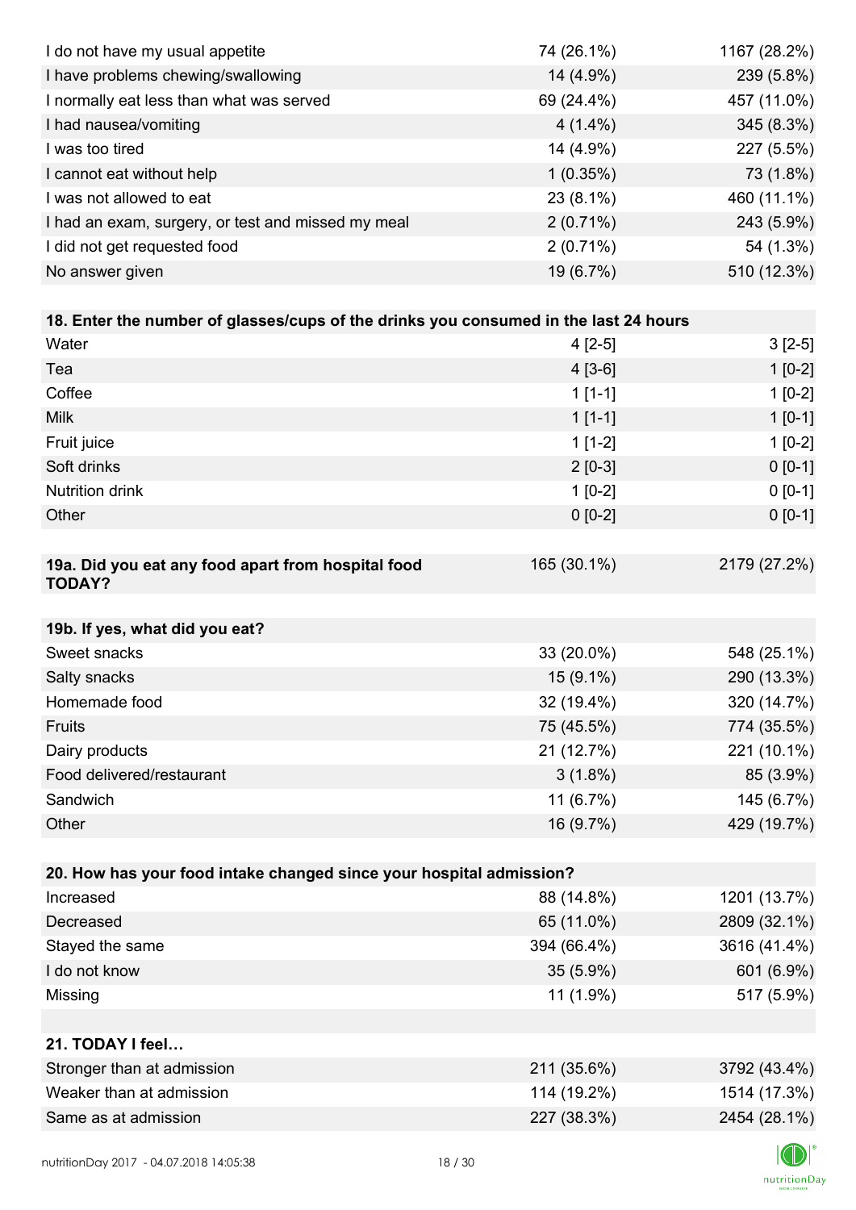| | | |
|---|---|---|
| I do not have my usual appetite | 74 (26.1%) | 1167 (28.2%) |
| I have problems chewing/swallowing | 14 (4.9%) | 239 (5.8%) |
| I normally eat less than what was served | 69 (24.4%) | 457 (11.0%) |
| I had nausea/vomiting | 4 (1.4%) | 345 (8.3%) |
| I was too tired | 14 (4.9%) | 227 (5.5%) |
| I cannot eat without help | 1 (0.35%) | 73 (1.8%) |
| I was not allowed to eat | 23 (8.1%) | 460 (11.1%) |
| I had an exam, surgery, or test and missed my meal | 2 (0.71%) | 243 (5.9%) |
| I did not get requested food | 2 (0.71%) | 54 (1.3%) |
| No answer given | 19 (6.7%) | 510 (12.3%) |

| **18. Enter the number of glasses/cups of the drinks you consumed in the last 24 hours** | | |
|---|---|---|
| Water | 4 [2-5] | 3 [2-5] |
| Tea | 4 [3-6] | 1 [0-2] |
| Coffee | 1 [1-1] | 1 [0-2] |
| Milk | 1 [1-1] | 1 [0-1] |
| Fruit juice | 1 [1-2] | 1 [0-2] |
| Soft drinks | 2 [0-3] | 0 [0-1] |
| Nutrition drink | 1 [0-2] | 0 [0-1] |
| Other | 0 [0-2] | 0 [0-1] |

| **19a. Did you eat any food apart from hospital food TODAY?** | 165 (30.1%) | 2179 (27.2%) |
|---|---|---|

| **19b. If yes, what did you eat?** | | |
|---|---|---|
| Sweet snacks | 33 (20.0%) | 548 (25.1%) |
| Salty snacks | 15 (9.1%) | 290 (13.3%) |
| Homemade food | 32 (19.4%) | 320 (14.7%) |
| Fruits | 75 (45.5%) | 774 (35.5%) |
| Dairy products | 21 (12.7%) | 221 (10.1%) |
| Food delivered/restaurant | 3 (1.8%) | 85 (3.9%) |
| Sandwich | 11 (6.7%) | 145 (6.7%) |
| Other | 16 (9.7%) | 429 (19.7%) |

| **20. How has your food intake changed since your hospital admission?** | | |
|---|---|---|
| Increased | 88 (14.8%) | 1201 (13.7%) |
| Decreased | 65 (11.0%) | 2809 (32.1%) |
| Stayed the same | 394 (66.4%) | 3616 (41.4%) |
| I do not know | 35 (5.9%) | 601 (6.9%) |
| Missing | 11 (1.9%) | 517 (5.9%) |

| **21. TODAY I feel…** | | |
|---|---|---|
| Stronger than at admission | 211 (35.6%) | 3792 (43.4%) |
| Weaker than at admission | 114 (19.2%) | 1514 (17.3%) |
| Same as at admission | 227 (38.3%) | 2454 (28.1%) |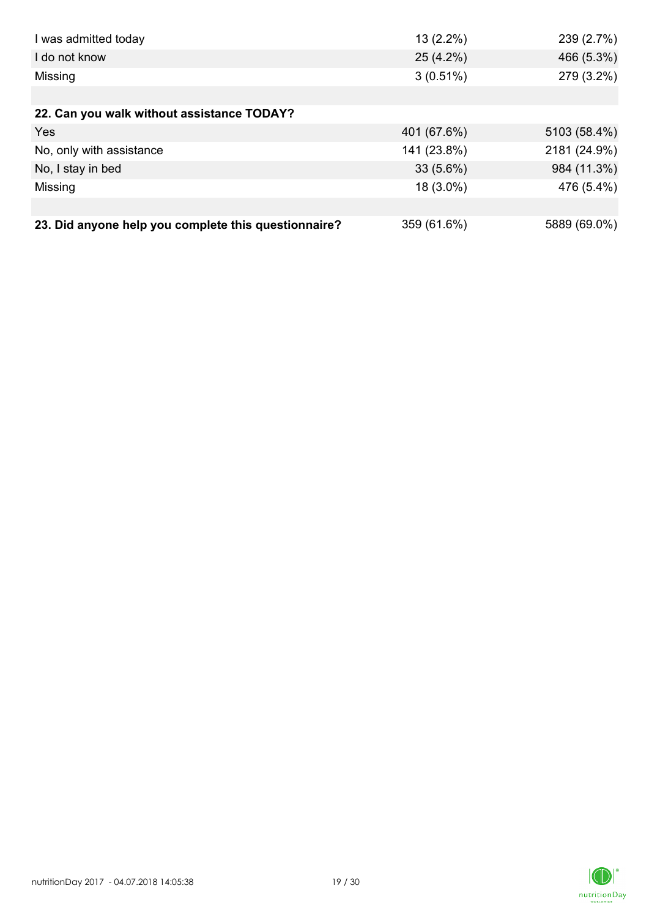| | | |
|---|---|---|
| I was admitted today | 13 (2.2%) | 239 (2.7%) |
| I do not know | 25 (4.2%) | 466 (5.3%) |
| Missing | 3 (0.51%) | 279 (3.2%) |
| | | |
| **22. Can you walk without assistance TODAY?** | | |
| Yes | 401 (67.6%) | 5103 (58.4%) |
| No, only with assistance | 141 (23.8%) | 2181 (24.9%) |
| No, I stay in bed | 33 (5.6%) | 984 (11.3%) |
| Missing | 18 (3.0%) | 476 (5.4%) |
| | | |
| **23. Did anyone help you complete this questionnaire?** | 359 (61.6%) | 5889 (69.0%) |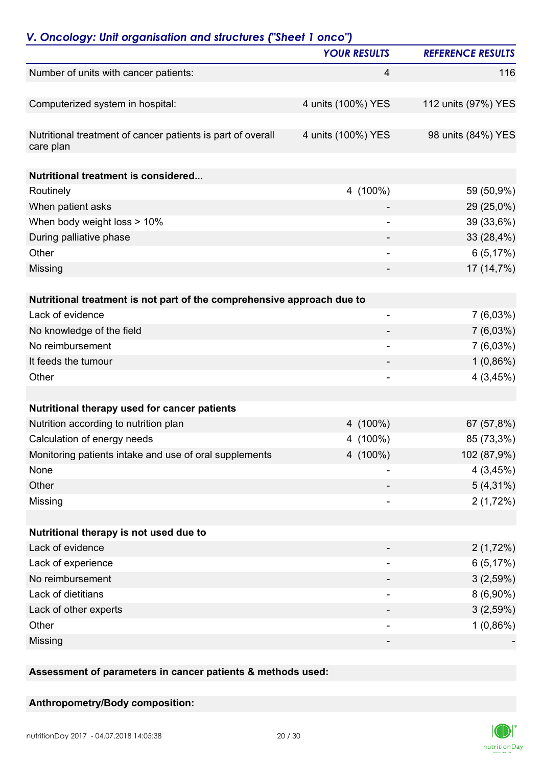## *V. Oncology: Unit organisation and structures ("Sheet 1 onco")*

| | YOUR RESULTS | REFERENCE RESULTS |
|---|---|---|
| Number of units with cancer patients: | 4 | 116 |
| Computerized system in hospital: | 4 units (100%) YES | 112 units (97%) YES |
| Nutritional treatment of cancer patients is part of overall care plan | 4 units (100%) YES | 98 units (84%) YES |
| **Nutritional treatment is considered...** | | |
| Routinely | 4 (100%) | 59 (50,9%) |
| When patient asks | - | 29 (25,0%) |
| When body weight loss > 10% | - | 39 (33,6%) |
| During palliative phase | - | 33 (28,4%) |
| Other | - | 6 (5,17%) |
| Missing | - | 17 (14,7%) |
| **Nutritional treatment is not part of the comprehensive approach due to** | | |
| Lack of evidence | - | 7 (6,03%) |
| No knowledge of the field | - | 7 (6,03%) |
| No reimbursement | - | 7 (6,03%) |
| It feeds the tumour | - | 1 (0,86%) |
| Other | - | 4 (3,45%) |
| **Nutritional therapy used for cancer patients** | | |
| Nutrition according to nutrition plan | 4 (100%) | 67 (57,8%) |
| Calculation of energy needs | 4 (100%) | 85 (73,3%) |
| Monitoring patients intake and use of oral supplements | 4 (100%) | 102 (87,9%) |
| None | - | 4 (3,45%) |
| Other | - | 5 (4,31%) |
| Missing | - | 2 (1,72%) |
| **Nutritional therapy is not used due to** | | |
| Lack of evidence | - | 2 (1,72%) |
| Lack of experience | - | 6 (5,17%) |
| No reimbursement | - | 3 (2,59%) |
| Lack of dietitians | - | 8 (6,90%) |
| Lack of other experts | - | 3 (2,59%) |
| Other | - | 1 (0,86%) |
| Missing | - | - |

**Assessment of parameters in cancer patients & methods used:**

**Anthropometry/Body composition:**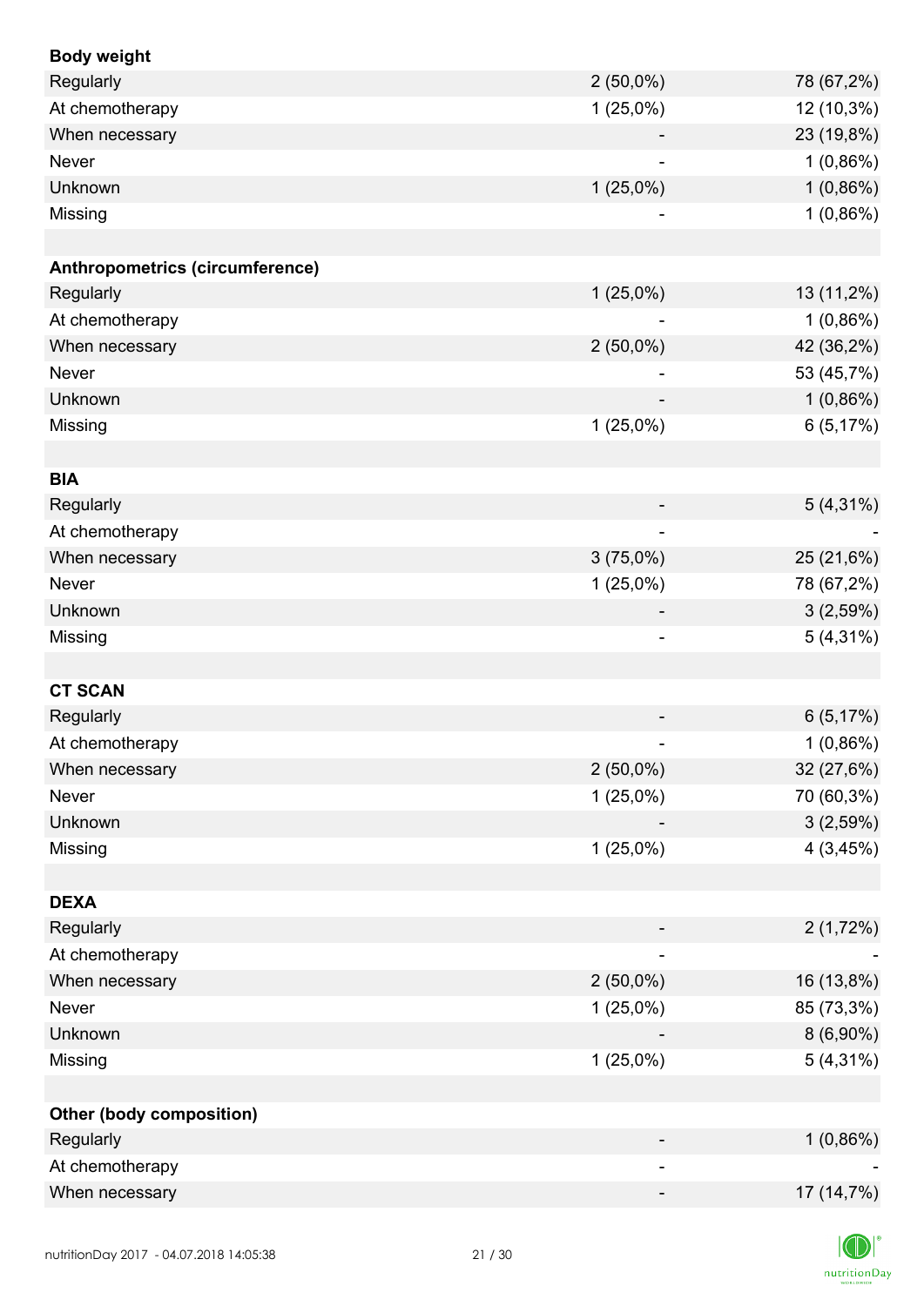| **Body weight** | | |
|---|---|---|
| Regularly | 2 (50,0%) | 78 (67,2%) |
| At chemotherapy | 1 (25,0%) | 12 (10,3%) |
| When necessary | - | 23 (19,8%) |
| Never | - | 1 (0,86%) |
| Unknown | 1 (25,0%) | 1 (0,86%) |
| Missing | - | 1 (0,86%) |
| | | |
| **Anthropometrics (circumference)** | | |
| Regularly | 1 (25,0%) | 13 (11,2%) |
| At chemotherapy | - | 1 (0,86%) |
| When necessary | 2 (50,0%) | 42 (36,2%) |
| Never | - | 53 (45,7%) |
| Unknown | - | 1 (0,86%) |
| Missing | 1 (25,0%) | 6 (5,17%) |
| | | |
| **BIA** | | |
| Regularly | - | 5 (4,31%) |
| At chemotherapy | - | - |
| When necessary | 3 (75,0%) | 25 (21,6%) |
| Never | 1 (25,0%) | 78 (67,2%) |
| Unknown | - | 3 (2,59%) |
| Missing | - | 5 (4,31%) |
| | | |
| **CT SCAN** | | |
| Regularly | - | 6 (5,17%) |
| At chemotherapy | - | 1 (0,86%) |
| When necessary | 2 (50,0%) | 32 (27,6%) |
| Never | 1 (25,0%) | 70 (60,3%) |
| Unknown | - | 3 (2,59%) |
| Missing | 1 (25,0%) | 4 (3,45%) |
| | | |
| **DEXA** | | |
| Regularly | - | 2 (1,72%) |
| At chemotherapy | - | - |
| When necessary | 2 (50,0%) | 16 (13,8%) |
| Never | 1 (25,0%) | 85 (73,3%) |
| Unknown | - | 8 (6,90%) |
| Missing | 1 (25,0%) | 5 (4,31%) |
| | | |
| **Other (body composition)** | | |
| Regularly | - | 1 (0,86%) |
| At chemotherapy | - | - |
| When necessary | - | 17 (14,7%) |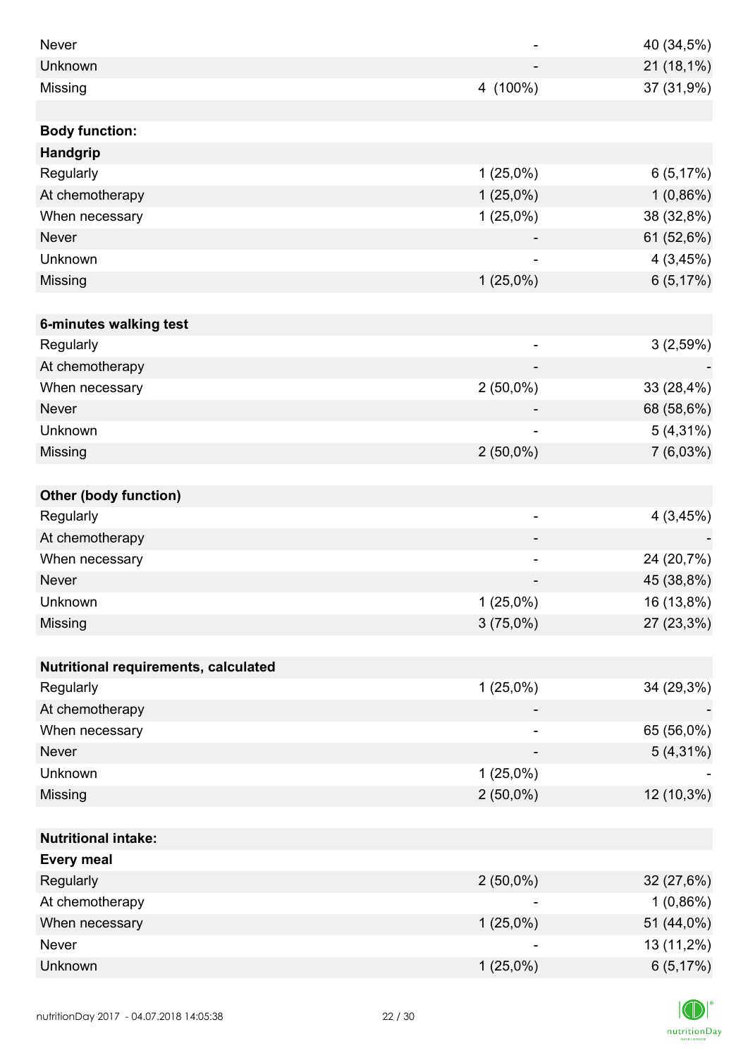| | | |
|---|---|---|
| Never | - | 40 (34,5%) |
| Unknown | - | 21 (18,1%) |
| Missing | 4 (100%) | 37 (31,9%) |
| | | |
| **Body function:** | | |
| **Handgrip** | | |
| Regularly | 1 (25,0%) | 6 (5,17%) |
| At chemotherapy | 1 (25,0%) | 1 (0,86%) |
| When necessary | 1 (25,0%) | 38 (32,8%) |
| Never | - | 61 (52,6%) |
| Unknown | - | 4 (3,45%) |
| Missing | 1 (25,0%) | 6 (5,17%) |
| | | |
| **6-minutes walking test** | | |
| Regularly | - | 3 (2,59%) |
| At chemotherapy | - | - |
| When necessary | 2 (50,0%) | 33 (28,4%) |
| Never | - | 68 (58,6%) |
| Unknown | - | 5 (4,31%) |
| Missing | 2 (50,0%) | 7 (6,03%) |
| | | |
| **Other (body function)** | | |
| Regularly | - | 4 (3,45%) |
| At chemotherapy | - | - |
| When necessary | - | 24 (20,7%) |
| Never | - | 45 (38,8%) |
| Unknown | 1 (25,0%) | 16 (13,8%) |
| Missing | 3 (75,0%) | 27 (23,3%) |
| | | |
| **Nutritional requirements, calculated** | | |
| Regularly | 1 (25,0%) | 34 (29,3%) |
| At chemotherapy | - | - |
| When necessary | - | 65 (56,0%) |
| Never | - | 5 (4,31%) |
| Unknown | 1 (25,0%) | - |
| Missing | 2 (50,0%) | 12 (10,3%) |
| | | |
| **Nutritional intake:** | | |
| **Every meal** | | |
| Regularly | 2 (50,0%) | 32 (27,6%) |
| At chemotherapy | - | 1 (0,86%) |
| When necessary | 1 (25,0%) | 51 (44,0%) |
| Never | - | 13 (11,2%) |
| Unknown | 1 (25,0%) | 6 (5,17%) |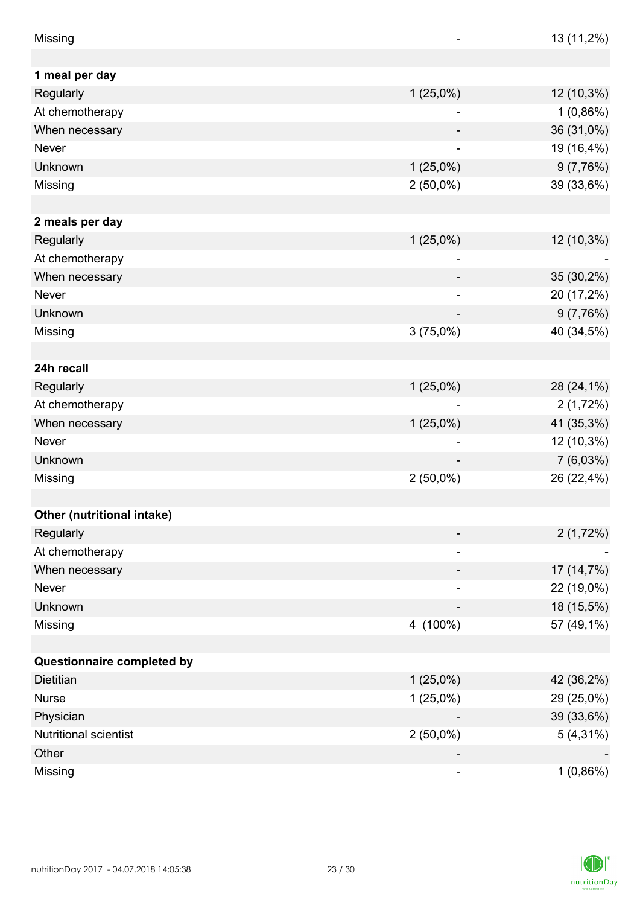| | | |
|---|---|---|
| Missing | - | 13 (11,2%) |
| | | |
| **1 meal per day** | | |
| Regularly | 1 (25,0%) | 12 (10,3%) |
| At chemotherapy | - | 1 (0,86%) |
| When necessary | - | 36 (31,0%) |
| Never | - | 19 (16,4%) |
| Unknown | 1 (25,0%) | 9 (7,76%) |
| Missing | 2 (50,0%) | 39 (33,6%) |
| | | |
| **2 meals per day** | | |
| Regularly | 1 (25,0%) | 12 (10,3%) |
| At chemotherapy | - | - |
| When necessary | - | 35 (30,2%) |
| Never | - | 20 (17,2%) |
| Unknown | - | 9 (7,76%) |
| Missing | 3 (75,0%) | 40 (34,5%) |
| | | |
| **24h recall** | | |
| Regularly | 1 (25,0%) | 28 (24,1%) |
| At chemotherapy | - | 2 (1,72%) |
| When necessary | 1 (25,0%) | 41 (35,3%) |
| Never | - | 12 (10,3%) |
| Unknown | - | 7 (6,03%) |
| Missing | 2 (50,0%) | 26 (22,4%) |
| | | |
| **Other (nutritional intake)** | | |
| Regularly | - | 2 (1,72%) |
| At chemotherapy | - | - |
| When necessary | - | 17 (14,7%) |
| Never | - | 22 (19,0%) |
| Unknown | - | 18 (15,5%) |
| Missing | 4 (100%) | 57 (49,1%) |
| | | |
| **Questionnaire completed by** | | |
| Dietitian | 1 (25,0%) | 42 (36,2%) |
| Nurse | 1 (25,0%) | 29 (25,0%) |
| Physician | - | 39 (33,6%) |
| Nutritional scientist | 2 (50,0%) | 5 (4,31%) |
| Other | - | - |
| Missing | - | 1 (0,86%) |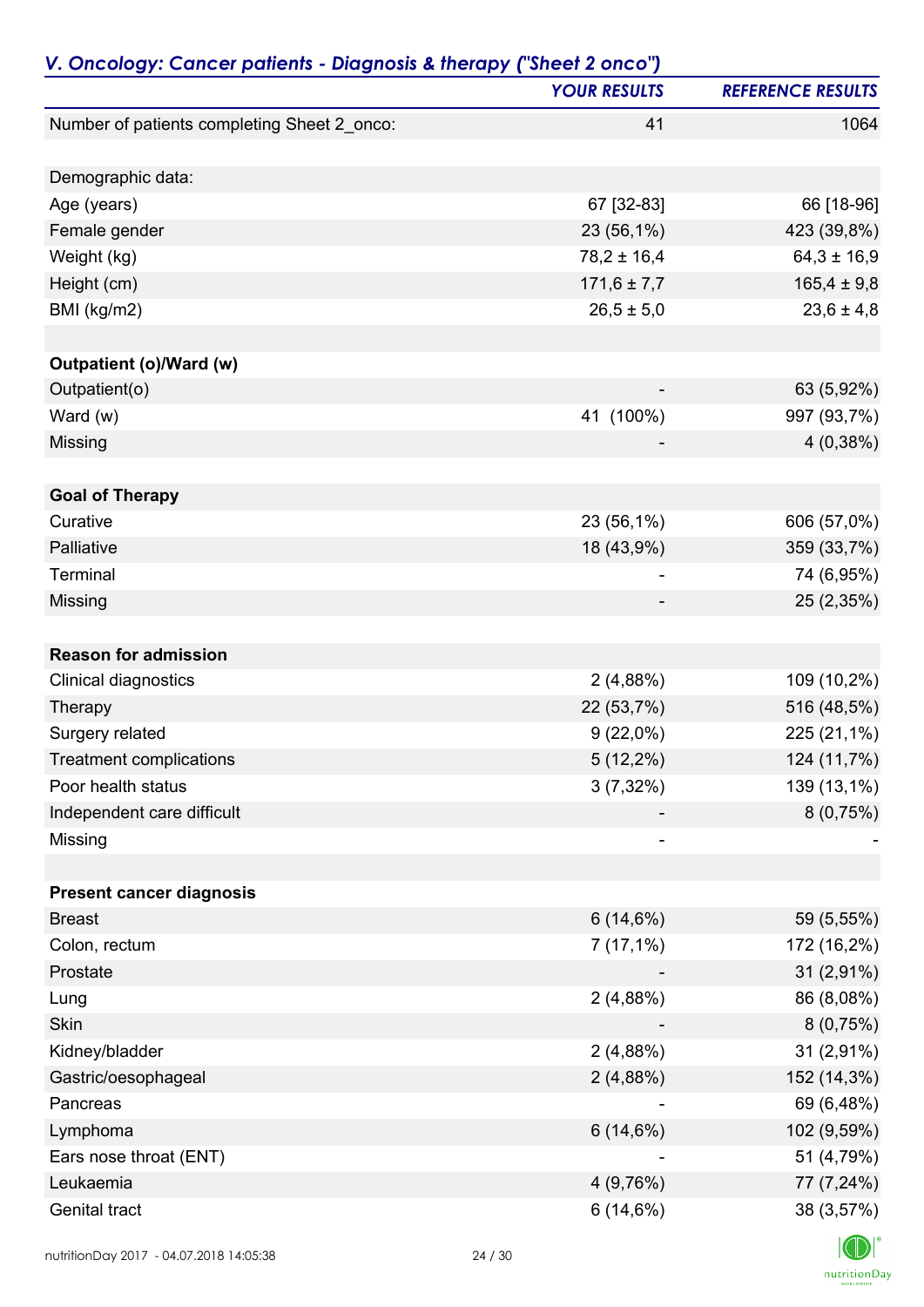## *V. Oncology: Cancer patients - Diagnosis & therapy ("Sheet 2 onco")*

| | YOUR RESULTS | REFERENCE RESULTS |
|---|---|---|
| Number of patients completing Sheet 2_onco: | 41 | 1064 |
| | | |
| Demographic data: | | |
| Age (years) | 67 [32-83] | 66 [18-96] |
| Female gender | 23 (56,1%) | 423 (39,8%) |
| Weight (kg) | 78,2 ± 16,4 | 64,3 ± 16,9 |
| Height (cm) | 171,6 ± 7,7 | 165,4 ± 9,8 |
| BMI (kg/m2) | 26,5 ± 5,0 | 23,6 ± 4,8 |
| | | |
| **Outpatient (o)/Ward (w)** | | |
| Outpatient(o) | - | 63 (5,92%) |
| Ward (w) | 41 (100%) | 997 (93,7%) |
| Missing | - | 4 (0,38%) |
| | | |
| **Goal of Therapy** | | |
| Curative | 23 (56,1%) | 606 (57,0%) |
| Palliative | 18 (43,9%) | 359 (33,7%) |
| Terminal | - | 74 (6,95%) |
| Missing | - | 25 (2,35%) |
| | | |
| **Reason for admission** | | |
| Clinical diagnostics | 2 (4,88%) | 109 (10,2%) |
| Therapy | 22 (53,7%) | 516 (48,5%) |
| Surgery related | 9 (22,0%) | 225 (21,1%) |
| Treatment complications | 5 (12,2%) | 124 (11,7%) |
| Poor health status | 3 (7,32%) | 139 (13,1%) |
| Independent care difficult | - | 8 (0,75%) |
| Missing | - | - |
| | | |
| **Present cancer diagnosis** | | |
| Breast | 6 (14,6%) | 59 (5,55%) |
| Colon, rectum | 7 (17,1%) | 172 (16,2%) |
| Prostate | - | 31 (2,91%) |
| Lung | 2 (4,88%) | 86 (8,08%) |
| Skin | - | 8 (0,75%) |
| Kidney/bladder | 2 (4,88%) | 31 (2,91%) |
| Gastric/oesophageal | 2 (4,88%) | 152 (14,3%) |
| Pancreas | - | 69 (6,48%) |
| Lymphoma | 6 (14,6%) | 102 (9,59%) |
| Ears nose throat (ENT) | - | 51 (4,79%) |
| Leukaemia | 4 (9,76%) | 77 (7,24%) |
| Genital tract | 6 (14,6%) | 38 (3,57%) |

nutritionDay 2017 - 04.07.2018 14:05:38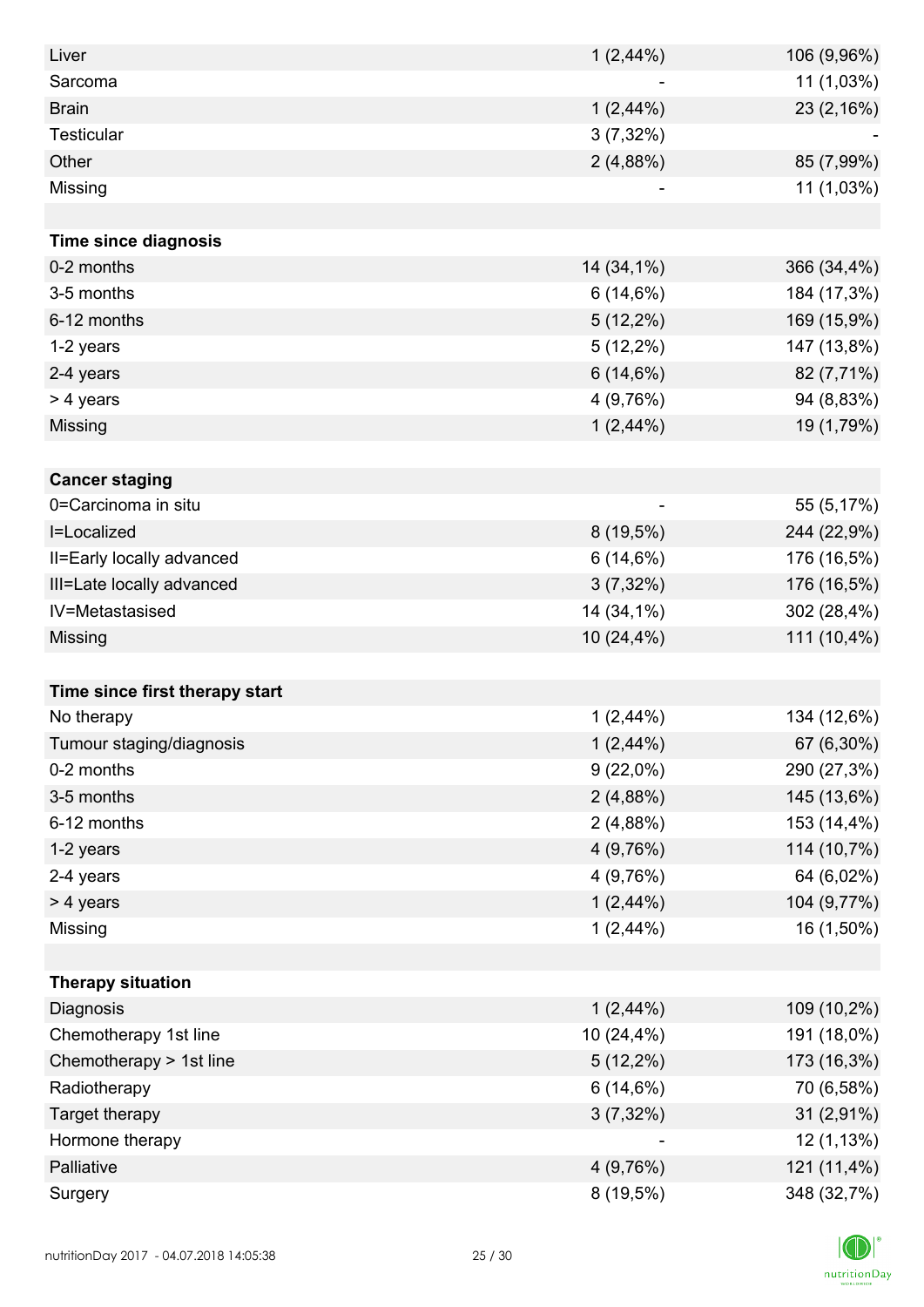| | | |
|---|---|---|
| Liver | 1 (2,44%) | 106 (9,96%) |
| Sarcoma | - | 11 (1,03%) |
| Brain | 1 (2,44%) | 23 (2,16%) |
| Testicular | 3 (7,32%) | - |
| Other | 2 (4,88%) | 85 (7,99%) |
| Missing | - | 11 (1,03%) |
| | | |
| **Time since diagnosis** | | |
| 0-2 months | 14 (34,1%) | 366 (34,4%) |
| 3-5 months | 6 (14,6%) | 184 (17,3%) |
| 6-12 months | 5 (12,2%) | 169 (15,9%) |
| 1-2 years | 5 (12,2%) | 147 (13,8%) |
| 2-4 years | 6 (14,6%) | 82 (7,71%) |
| > 4 years | 4 (9,76%) | 94 (8,83%) |
| Missing | 1 (2,44%) | 19 (1,79%) |
| | | |
| **Cancer staging** | | |
| 0=Carcinoma in situ | - | 55 (5,17%) |
| I=Localized | 8 (19,5%) | 244 (22,9%) |
| II=Early locally advanced | 6 (14,6%) | 176 (16,5%) |
| III=Late locally advanced | 3 (7,32%) | 176 (16,5%) |
| IV=Metastasised | 14 (34,1%) | 302 (28,4%) |
| Missing | 10 (24,4%) | 111 (10,4%) |
| | | |
| **Time since first therapy start** | | |
| No therapy | 1 (2,44%) | 134 (12,6%) |
| Tumour staging/diagnosis | 1 (2,44%) | 67 (6,30%) |
| 0-2 months | 9 (22,0%) | 290 (27,3%) |
| 3-5 months | 2 (4,88%) | 145 (13,6%) |
| 6-12 months | 2 (4,88%) | 153 (14,4%) |
| 1-2 years | 4 (9,76%) | 114 (10,7%) |
| 2-4 years | 4 (9,76%) | 64 (6,02%) |
| > 4 years | 1 (2,44%) | 104 (9,77%) |
| Missing | 1 (2,44%) | 16 (1,50%) |
| | | |
| **Therapy situation** | | |
| Diagnosis | 1 (2,44%) | 109 (10,2%) |
| Chemotherapy 1st line | 10 (24,4%) | 191 (18,0%) |
| Chemotherapy > 1st line | 5 (12,2%) | 173 (16,3%) |
| Radiotherapy | 6 (14,6%) | 70 (6,58%) |
| Target therapy | 3 (7,32%) | 31 (2,91%) |
| Hormone therapy | - | 12 (1,13%) |
| Palliative | 4 (9,76%) | 121 (11,4%) |
| Surgery | 8 (19,5%) | 348 (32,7%) |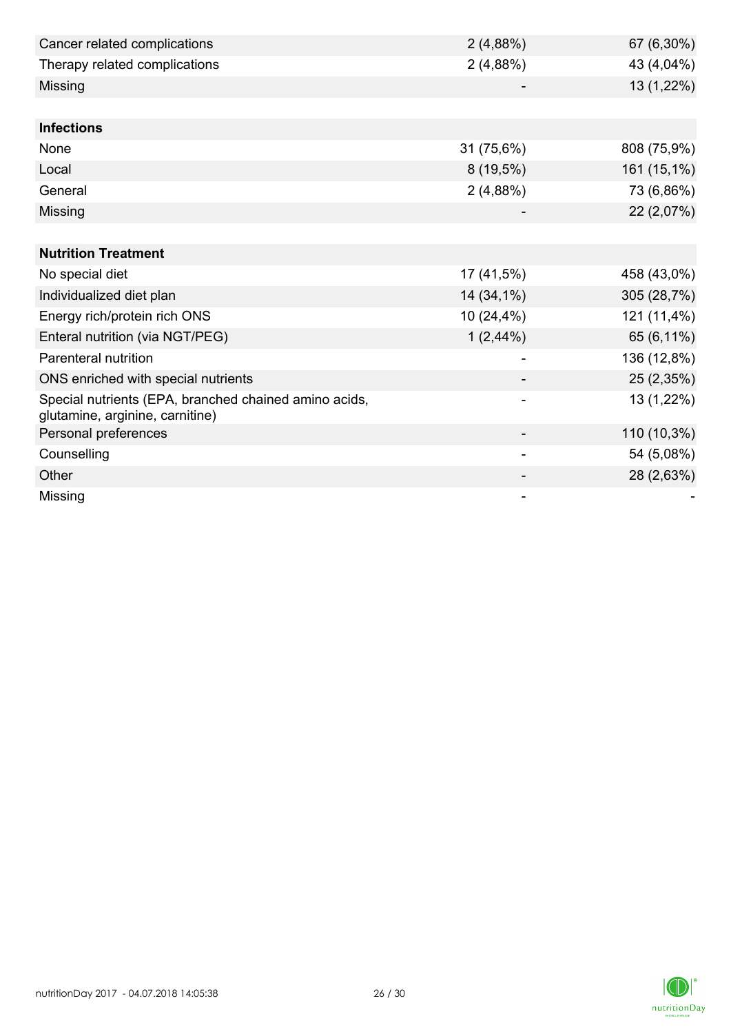| | | |
|---|---|---|
| Cancer related complications | 2 (4,88%) | 67 (6,30%) |
| Therapy related complications | 2 (4,88%) | 43 (4,04%) |
| Missing | - | 13 (1,22%) |
| | | |
| **Infections** | | |
| None | 31 (75,6%) | 808 (75,9%) |
| Local | 8 (19,5%) | 161 (15,1%) |
| General | 2 (4,88%) | 73 (6,86%) |
| Missing | - | 22 (2,07%) |
| | | |
| **Nutrition Treatment** | | |
| No special diet | 17 (41,5%) | 458 (43,0%) |
| Individualized diet plan | 14 (34,1%) | 305 (28,7%) |
| Energy rich/protein rich ONS | 10 (24,4%) | 121 (11,4%) |
| Enteral nutrition (via NGT/PEG) | 1 (2,44%) | 65 (6,11%) |
| Parenteral nutrition | - | 136 (12,8%) |
| ONS enriched with special nutrients | - | 25 (2,35%) |
| Special nutrients (EPA, branched chained amino acids, glutamine, arginine, carnitine) | - | 13 (1,22%) |
| Personal preferences | - | 110 (10,3%) |
| Counselling | - | 54 (5,08%) |
| Other | - | 28 (2,63%) |
| Missing | - | - |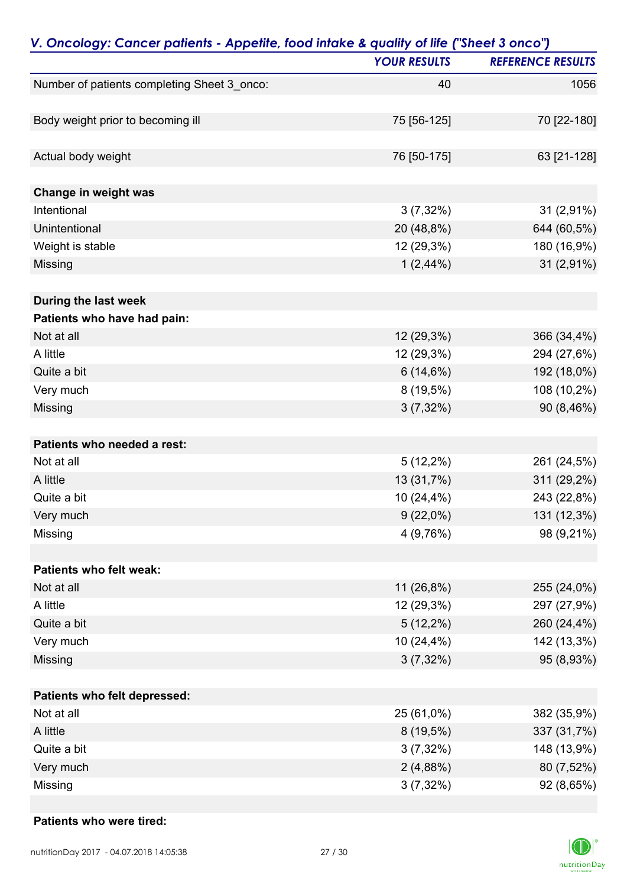## *V. Oncology: Cancer patients - Appetite, food intake & quality of life ("Sheet 3 onco")*

| | YOUR RESULTS | REFERENCE RESULTS |
|---|---|---|
| Number of patients completing Sheet 3_onco: | 40 | 1056 |
| | | |
| Body weight prior to becoming ill | 75 [56-125] | 70 [22-180] |
| | | |
| Actual body weight | 76 [50-175] | 63 [21-128] |
| | | |
| **Change in weight was** | | |
| Intentional | 3 (7,32%) | 31 (2,91%) |
| Unintentional | 20 (48,8%) | 644 (60,5%) |
| Weight is stable | 12 (29,3%) | 180 (16,9%) |
| Missing | 1 (2,44%) | 31 (2,91%) |
| | | |
| **During the last week** | | |
| **Patients who have had pain:** | | |
| Not at all | 12 (29,3%) | 366 (34,4%) |
| A little | 12 (29,3%) | 294 (27,6%) |
| Quite a bit | 6 (14,6%) | 192 (18,0%) |
| Very much | 8 (19,5%) | 108 (10,2%) |
| Missing | 3 (7,32%) | 90 (8,46%) |
| | | |
| **Patients who needed a rest:** | | |
| Not at all | 5 (12,2%) | 261 (24,5%) |
| A little | 13 (31,7%) | 311 (29,2%) |
| Quite a bit | 10 (24,4%) | 243 (22,8%) |
| Very much | 9 (22,0%) | 131 (12,3%) |
| Missing | 4 (9,76%) | 98 (9,21%) |
| | | |
| **Patients who felt weak:** | | |
| Not at all | 11 (26,8%) | 255 (24,0%) |
| A little | 12 (29,3%) | 297 (27,9%) |
| Quite a bit | 5 (12,2%) | 260 (24,4%) |
| Very much | 10 (24,4%) | 142 (13,3%) |
| Missing | 3 (7,32%) | 95 (8,93%) |
| | | |
| **Patients who felt depressed:** | | |
| Not at all | 25 (61,0%) | 382 (35,9%) |
| A little | 8 (19,5%) | 337 (31,7%) |
| Quite a bit | 3 (7,32%) | 148 (13,9%) |
| Very much | 2 (4,88%) | 80 (7,52%) |
| Missing | 3 (7,32%) | 92 (8,65%) |
| | | |
| **Patients who were tired:** | | |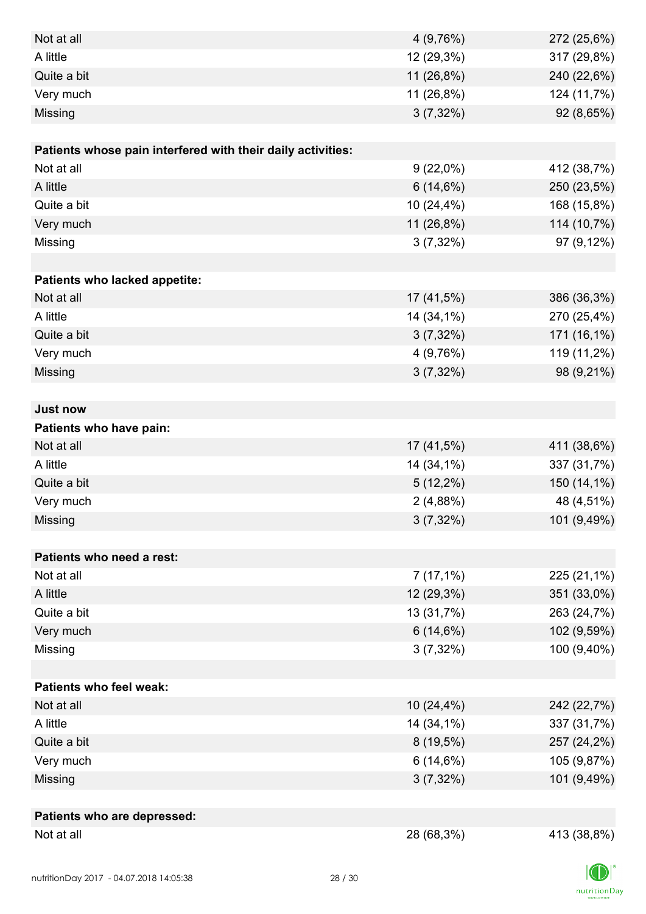| | | |
|---|---|---|
| Not at all | 4 (9,76%) | 272 (25,6%) |
| A little | 12 (29,3%) | 317 (29,8%) |
| Quite a bit | 11 (26,8%) | 240 (22,6%) |
| Very much | 11 (26,8%) | 124 (11,7%) |
| Missing | 3 (7,32%) | 92 (8,65%) |
| | | |
| **Patients whose pain interfered with their daily activities:** | | |
| Not at all | 9 (22,0%) | 412 (38,7%) |
| A little | 6 (14,6%) | 250 (23,5%) |
| Quite a bit | 10 (24,4%) | 168 (15,8%) |
| Very much | 11 (26,8%) | 114 (10,7%) |
| Missing | 3 (7,32%) | 97 (9,12%) |
| | | |
| **Patients who lacked appetite:** | | |
| Not at all | 17 (41,5%) | 386 (36,3%) |
| A little | 14 (34,1%) | 270 (25,4%) |
| Quite a bit | 3 (7,32%) | 171 (16,1%) |
| Very much | 4 (9,76%) | 119 (11,2%) |
| Missing | 3 (7,32%) | 98 (9,21%) |
| | | |
| **Just now** | | |
| **Patients who have pain:** | | |
| Not at all | 17 (41,5%) | 411 (38,6%) |
| A little | 14 (34,1%) | 337 (31,7%) |
| Quite a bit | 5 (12,2%) | 150 (14,1%) |
| Very much | 2 (4,88%) | 48 (4,51%) |
| Missing | 3 (7,32%) | 101 (9,49%) |
| | | |
| **Patients who need a rest:** | | |
| Not at all | 7 (17,1%) | 225 (21,1%) |
| A little | 12 (29,3%) | 351 (33,0%) |
| Quite a bit | 13 (31,7%) | 263 (24,7%) |
| Very much | 6 (14,6%) | 102 (9,59%) |
| Missing | 3 (7,32%) | 100 (9,40%) |
| | | |
| **Patients who feel weak:** | | |
| Not at all | 10 (24,4%) | 242 (22,7%) |
| A little | 14 (34,1%) | 337 (31,7%) |
| Quite a bit | 8 (19,5%) | 257 (24,2%) |
| Very much | 6 (14,6%) | 105 (9,87%) |
| Missing | 3 (7,32%) | 101 (9,49%) |
| | | |
| **Patients who are depressed:** | | |
| Not at all | 28 (68,3%) | 413 (38,8%) |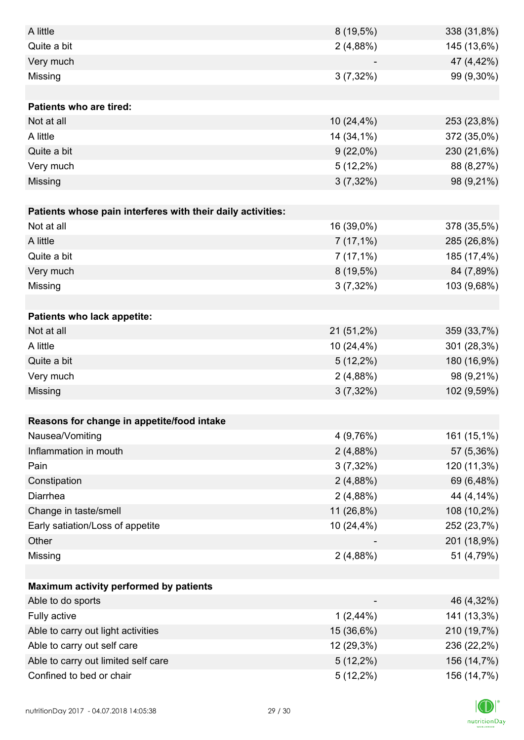| | | |
|---|---|---|
| A little | 8 (19,5%) | 338 (31,8%) |
| Quite a bit | 2 (4,88%) | 145 (13,6%) |
| Very much | - | 47 (4,42%) |
| Missing | 3 (7,32%) | 99 (9,30%) |
| | | |
| **Patients who are tired:** | | |
| Not at all | 10 (24,4%) | 253 (23,8%) |
| A little | 14 (34,1%) | 372 (35,0%) |
| Quite a bit | 9 (22,0%) | 230 (21,6%) |
| Very much | 5 (12,2%) | 88 (8,27%) |
| Missing | 3 (7,32%) | 98 (9,21%) |
| | | |
| **Patients whose pain interferes with their daily activities:** | | |
| Not at all | 16 (39,0%) | 378 (35,5%) |
| A little | 7 (17,1%) | 285 (26,8%) |
| Quite a bit | 7 (17,1%) | 185 (17,4%) |
| Very much | 8 (19,5%) | 84 (7,89%) |
| Missing | 3 (7,32%) | 103 (9,68%) |
| | | |
| **Patients who lack appetite:** | | |
| Not at all | 21 (51,2%) | 359 (33,7%) |
| A little | 10 (24,4%) | 301 (28,3%) |
| Quite a bit | 5 (12,2%) | 180 (16,9%) |
| Very much | 2 (4,88%) | 98 (9,21%) |
| Missing | 3 (7,32%) | 102 (9,59%) |
| | | |
| **Reasons for change in appetite/food intake** | | |
| Nausea/Vomiting | 4 (9,76%) | 161 (15,1%) |
| Inflammation in mouth | 2 (4,88%) | 57 (5,36%) |
| Pain | 3 (7,32%) | 120 (11,3%) |
| Constipation | 2 (4,88%) | 69 (6,48%) |
| Diarrhea | 2 (4,88%) | 44 (4,14%) |
| Change in taste/smell | 11 (26,8%) | 108 (10,2%) |
| Early satiation/Loss of appetite | 10 (24,4%) | 252 (23,7%) |
| Other | - | 201 (18,9%) |
| Missing | 2 (4,88%) | 51 (4,79%) |
| | | |
| **Maximum activity performed by patients** | | |
| Able to do sports | - | 46 (4,32%) |
| Fully active | 1 (2,44%) | 141 (13,3%) |
| Able to carry out light activities | 15 (36,6%) | 210 (19,7%) |
| Able to carry out self care | 12 (29,3%) | 236 (22,2%) |
| Able to carry out limited self care | 5 (12,2%) | 156 (14,7%) |
| Confined to bed or chair | 5 (12,2%) | 156 (14,7%) |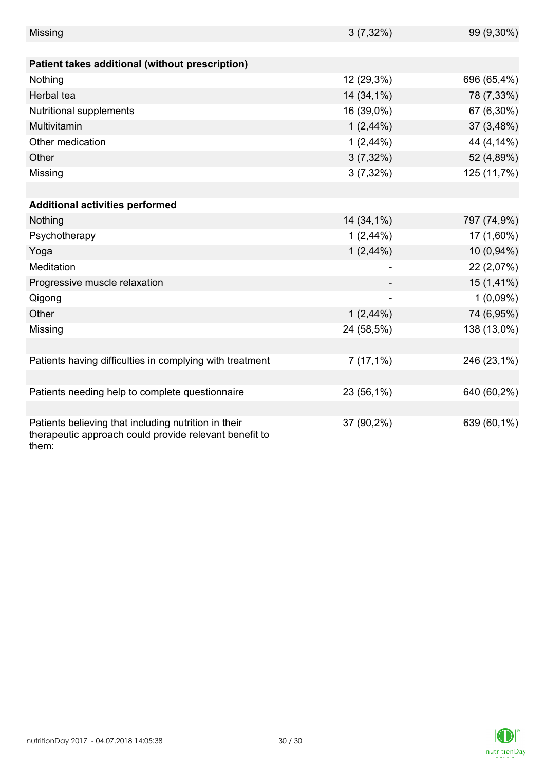| | | |
|---|---|---|
| Missing | 3 (7,32%) | 99 (9,30%) |
| | | |
| **Patient takes additional (without prescription)** | | |
| Nothing | 12 (29,3%) | 696 (65,4%) |
| Herbal tea | 14 (34,1%) | 78 (7,33%) |
| Nutritional supplements | 16 (39,0%) | 67 (6,30%) |
| Multivitamin | 1 (2,44%) | 37 (3,48%) |
| Other medication | 1 (2,44%) | 44 (4,14%) |
| Other | 3 (7,32%) | 52 (4,89%) |
| Missing | 3 (7,32%) | 125 (11,7%) |
| | | |
| **Additional activities performed** | | |
| Nothing | 14 (34,1%) | 797 (74,9%) |
| Psychotherapy | 1 (2,44%) | 17 (1,60%) |
| Yoga | 1 (2,44%) | 10 (0,94%) |
| Meditation | - | 22 (2,07%) |
| Progressive muscle relaxation | - | 15 (1,41%) |
| Qigong | - | 1 (0,09%) |
| Other | 1 (2,44%) | 74 (6,95%) |
| Missing | 24 (58,5%) | 138 (13,0%) |
| | | |
| Patients having difficulties in complying with treatment | 7 (17,1%) | 246 (23,1%) |
| | | |
| Patients needing help to complete questionnaire | 23 (56,1%) | 640 (60,2%) |
| | | |
| Patients believing that including nutrition in their therapeutic approach could provide relevant benefit to them: | 37 (90,2%) | 639 (60,1%) |